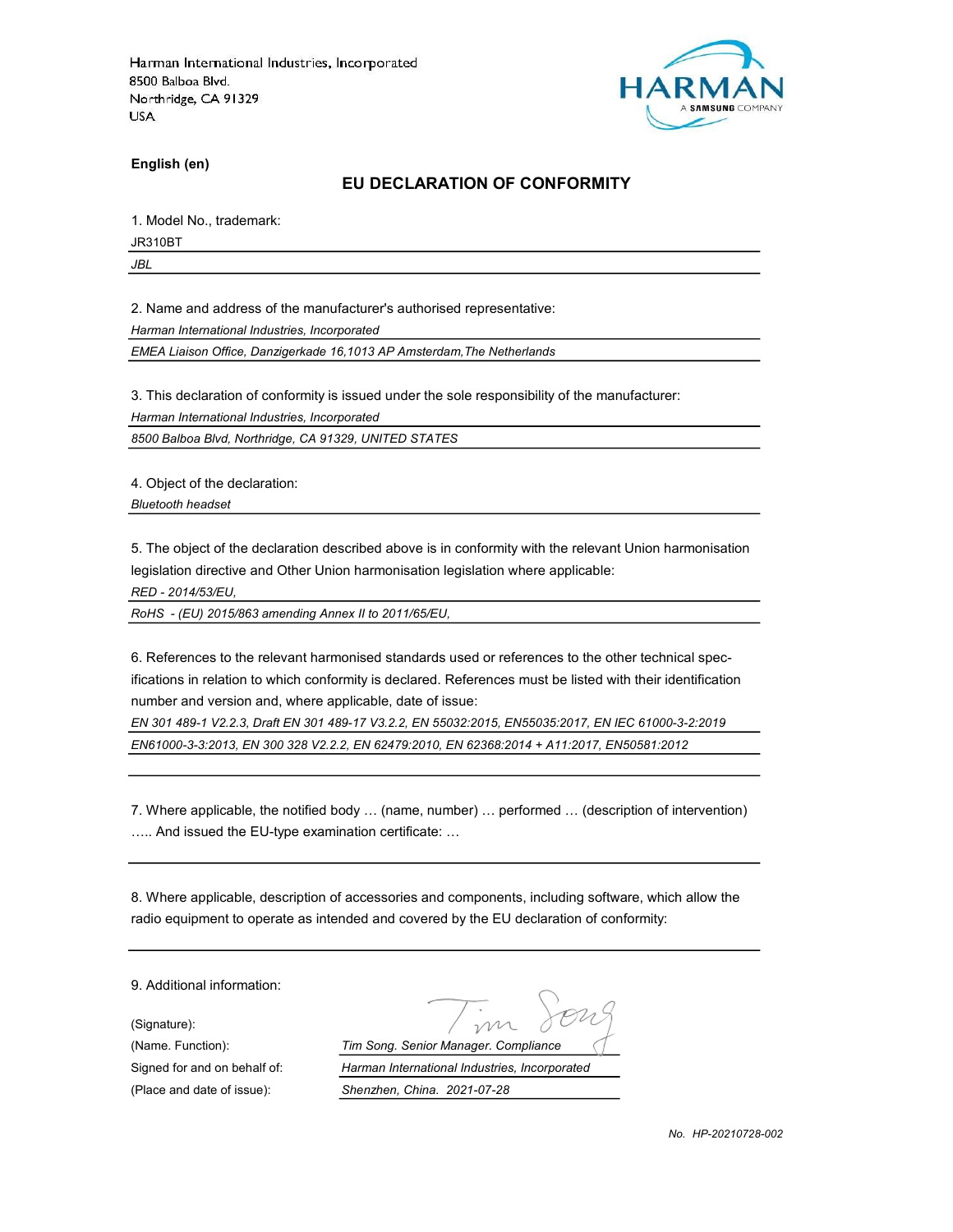Harman International Industries, Incorporated
8500 Balboa Blvd.
Northridge, CA 91329
USA

HARMAN
A SAMSUNG COMPANY

**English (en)**

## EU DECLARATION OF CONFORMITY

1. Model No., trademark:

JR310BT

*JBL*

2. Name and address of the manufacturer's authorised representative:

*Harman International Industries, Incorporated*

*EMEA Liaison Office, Danzigerkade 16,1013 AP Amsterdam,The Netherlands*

3. This declaration of conformity is issued under the sole responsibility of the manufacturer:

*Harman International Industries, Incorporated*

*8500 Balboa Blvd, Northridge, CA 91329, UNITED STATES*

4. Object of the declaration:

*Bluetooth headset*

5. The object of the declaration described above is in conformity with the relevant Union harmonisation legislation directive and Other Union harmonisation legislation where applicable:

*RED - 2014/53/EU,*

*RoHS - (EU) 2015/863 amending Annex II to 2011/65/EU,*

6. References to the relevant harmonised standards used or references to the other technical specifications in relation to which conformity is declared. References must be listed with their identification number and version and, where applicable, date of issue:

*EN 301 489-1 V2.2.3, Draft EN 301 489-17 V3.2.2, EN 55032:2015, EN55035:2017, EN IEC 61000-3-2:2019*

*EN61000-3-3:2013, EN 300 328 V2.2.2, EN 62479:2010, EN 62368:2014 + A11:2017, EN50581:2012*

7. Where applicable, the notified body … (name, number) … performed … (description of intervention) ….. And issued the EU-type examination certificate: …

8. Where applicable, description of accessories and components, including software, which allow the radio equipment to operate as intended and covered by the EU declaration of conformity:

9. Additional information:

(Signature):

(Name. Function): *Tim Song. Senior Manager. Compliance*

Signed for and on behalf of: *Harman International Industries, Incorporated*

(Place and date of issue): *Shenzhen, China. 2021-07-28*

*No. HP-20210728-002*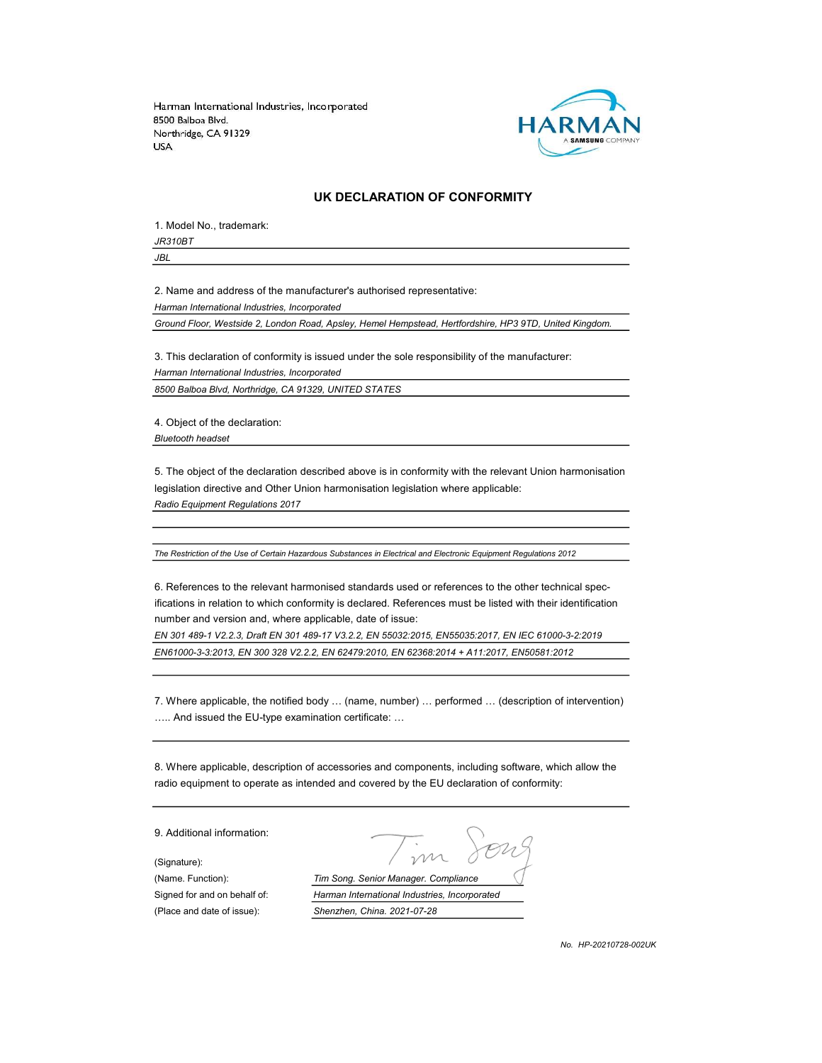Harman International Industries, Incorporated
8500 Balboa Blvd.
Northridge, CA 91329
USA

## UK DECLARATION OF CONFORMITY

1. Model No., trademark:

*JR310BT*

*JBL*

2. Name and address of the manufacturer's authorised representative:

*Harman International Industries, Incorporated*

*Ground Floor, Westside 2, London Road, Apsley, Hemel Hempstead, Hertfordshire, HP3 9TD, United Kingdom.*

3. This declaration of conformity is issued under the sole responsibility of the manufacturer:

*Harman International Industries, Incorporated*

*8500 Balboa Blvd, Northridge, CA 91329, UNITED STATES*

4. Object of the declaration:

*Bluetooth headset*

5. The object of the declaration described above is in conformity with the relevant Union harmonisation legislation directive and Other Union harmonisation legislation where applicable:

*Radio Equipment Regulations 2017*

*The Restriction of the Use of Certain Hazardous Substances in Electrical and Electronic Equipment Regulations 2012*

6. References to the relevant harmonised standards used or references to the other technical specifications in relation to which conformity is declared. References must be listed with their identification number and version and, where applicable, date of issue:

*EN 301 489-1 V2.2.3, Draft EN 301 489-17 V3.2.2, EN 55032:2015, EN55035:2017, EN IEC 61000-3-2:2019*

*EN61000-3-3:2013, EN 300 328 V2.2.2, EN 62479:2010, EN 62368:2014 + A11:2017, EN50581:2012*

7. Where applicable, the notified body … (name, number) … performed … (description of intervention) ….. And issued the EU-type examination certificate: …

8. Where applicable, description of accessories and components, including software, which allow the radio equipment to operate as intended and covered by the EU declaration of conformity:

9. Additional information:

(Signature):

(Name. Function): *Tim Song. Senior Manager. Compliance*

Signed for and on behalf of: *Harman International Industries, Incorporated*

(Place and date of issue): *Shenzhen, China. 2021-07-28*

*No. HP-20210728-002UK*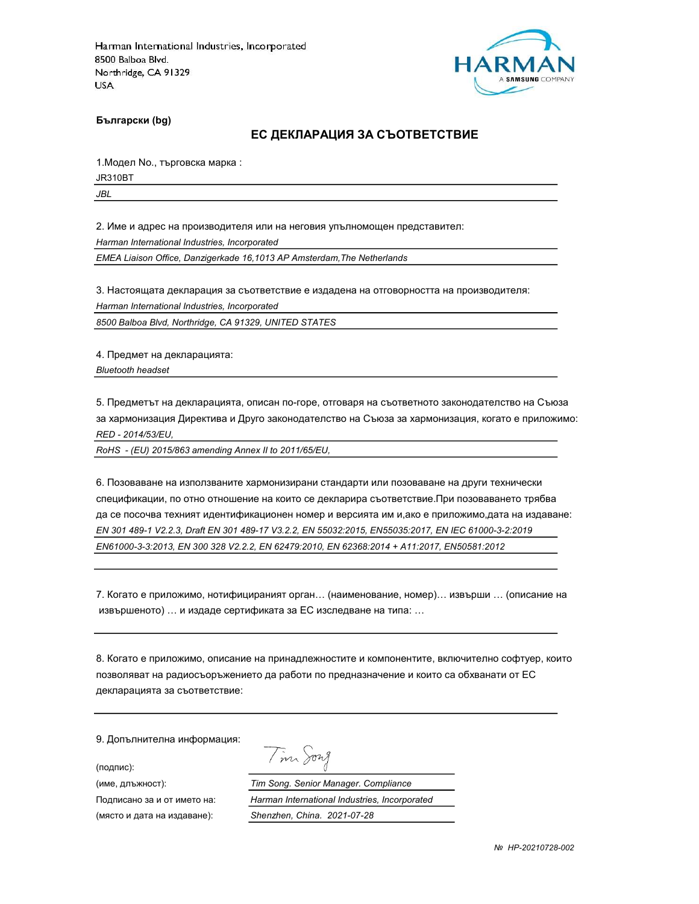Harman International Industries, Incorporated
8500 Balboa Blvd.
Northridge, CA 91329
USA

HARMAN
A SAMSUNG COMPANY

**Български (bg)**

## ЕС ДЕКЛАРАЦИЯ ЗА СЪОТВЕТСТВИЕ

1.Модел No., търговска марка :

JR310BT

*JBL*

2. Име и адрес на производителя или на неговия упълномощен представител:

*Harman International Industries, Incorporated*

*EMEA Liaison Office, Danzigerkade 16,1013 AP Amsterdam,The Netherlands*

3. Настоящата декларация за съответствие е издадена на отговорността на производителя:

*Harman International Industries, Incorporated*

*8500 Balboa Blvd, Northridge, CA 91329, UNITED STATES*

4. Предмет на декларацията:

*Bluetooth headset*

5. Предметът на декларацията, описан по-горе, отговаря на съответното законодателство на Съюза за хармонизация Директива и Друго законодателство на Съюза за хармонизация, когато е приложимо:

*RED - 2014/53/EU,*

*RoHS - (EU) 2015/863 amending Annex II to 2011/65/EU,*

6. Позоваване на използваните хармонизирани стандарти или позоваване на други технически спецификации, по отно отношение на които се декларира съответствие.При позоваването трябва да се посочва техният идентификационен номер и версията им и,ако е приложимо,дата на издаване:

*EN 301 489-1 V2.2.3, Draft EN 301 489-17 V3.2.2, EN 55032:2015, EN55035:2017, EN IEC 61000-3-2:2019*

*EN61000-3-3:2013, EN 300 328 V2.2.2, EN 62479:2010, EN 62368:2014 + A11:2017, EN50581:2012*

7. Когато е приложимо, нотифицираният орган… (наименование, номер)… извърши … (описание на извършеното) … и издаде сертификата за ЕС изследване на типа: …

8. Когато е приложимо, описание на принадлежностите и компонентите, включително софтуер, които позволяват на радиосъоръжението да работи по предназначение и които са обхванати от ЕС декларацията за съответствие:

9. Допълнителна информация:

| | |
|---|---|
| (подпис): | Tim Song |
| (име, длъжност): | *Tim Song. Senior Manager. Compliance* |
| Подписано за и от името на: | *Harman International Industries, Incorporated* |
| (място и дата на издаване): | *Shenzhen, China. 2021-07-28* |

*№ HP-20210728-002*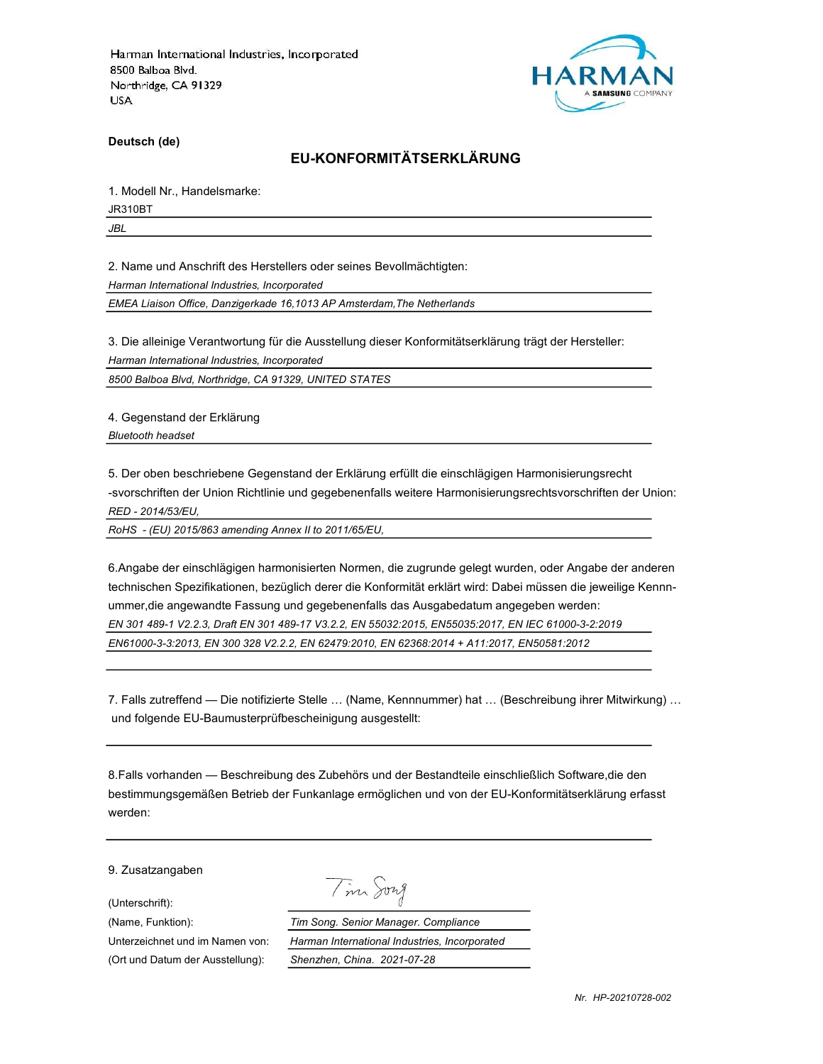Harman International Industries, Incorporated
8500 Balboa Blvd.
Northridge, CA 91329
USA

HARMAN
A SAMSUNG COMPANY

**Deutsch (de)**

## EU-KONFORMITÄTSERKLÄRUNG

1. Modell Nr., Handelsmarke:

JR310BT

*JBL*

2. Name und Anschrift des Herstellers oder seines Bevollmächtigten:

*Harman International Industries, Incorporated*

*EMEA Liaison Office, Danzigerkade 16,1013 AP Amsterdam,The Netherlands*

3. Die alleinige Verantwortung für die Ausstellung dieser Konformitätserklärung trägt der Hersteller:

*Harman International Industries, Incorporated*

*8500 Balboa Blvd, Northridge, CA 91329, UNITED STATES*

4. Gegenstand der Erklärung

*Bluetooth headset*

5. Der oben beschriebene Gegenstand der Erklärung erfüllt die einschlägigen Harmonisierungsrecht -svorschriften der Union Richtlinie und gegebenenfalls weitere Harmonisierungsrechtsvorschriften der Union:

*RED - 2014/53/EU,*

*RoHS - (EU) 2015/863 amending Annex II to 2011/65/EU,*

6.Angabe der einschlägigen harmonisierten Normen, die zugrunde gelegt wurden, oder Angabe der anderen technischen Spezifikationen, bezüglich derer die Konformität erklärt wird: Dabei müssen die jeweilige Kenn-ummer,die angewandte Fassung und gegebenenfalls das Ausgabedatum angegeben werden:

*EN 301 489-1 V2.2.3, Draft EN 301 489-17 V3.2.2, EN 55032:2015, EN55035:2017, EN IEC 61000-3-2:2019*

*EN61000-3-3:2013, EN 300 328 V2.2.2, EN 62479:2010, EN 62368:2014 + A11:2017, EN50581:2012*

7. Falls zutreffend — Die notifizierte Stelle … (Name, Kennnummer) hat … (Beschreibung ihrer Mitwirkung) … und folgende EU-Baumusterprüfbescheinigung ausgestellt:

8.Falls vorhanden — Beschreibung des Zubehörs und der Bestandteile einschließlich Software,die den bestimmungsgemäßen Betrieb der Funkanlage ermöglichen und von der EU-Konformitätserklärung erfasst werden:

9. Zusatzangaben

| | |
|---|---|
| (Unterschrift): | Tim Song |
| (Name, Funktion): | *Tim Song. Senior Manager. Compliance* |
| Unterzeichnet und im Namen von: | *Harman International Industries, Incorporated* |
| (Ort und Datum der Ausstellung): | *Shenzhen, China. 2021-07-28* |

*Nr. HP-20210728-002*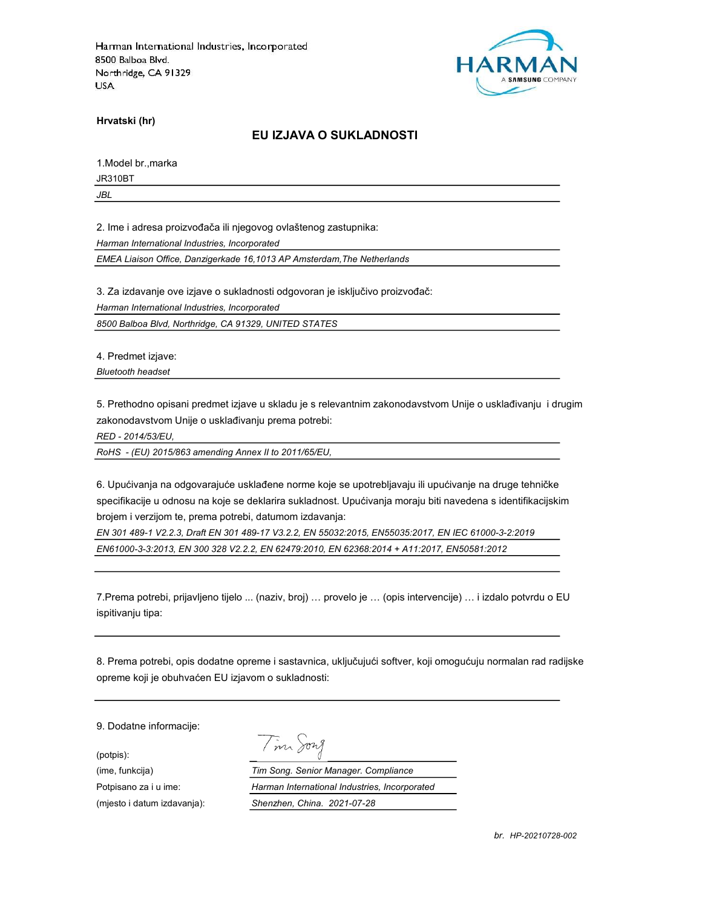Harman International Industries, Incorporated
8500 Balboa Blvd.
Northridge, CA 91329
USA

HARMAN
A SAMSUNG COMPANY

**Hrvatski (hr)**

## EU IZJAVA O SUKLADNOSTI

1.Model br.,marka

JR310BT

*JBL*

2. Ime i adresa proizvođača ili njegovog ovlaštenog zastupnika:

*Harman International Industries, Incorporated*

*EMEA Liaison Office, Danzigerkade 16,1013 AP Amsterdam,The Netherlands*

3. Za izdavanje ove izjave o sukladnosti odgovoran je isključivo proizvođač:

*Harman International Industries, Incorporated*

*8500 Balboa Blvd, Northridge, CA 91329, UNITED STATES*

4. Predmet izjave:

*Bluetooth headset*

5. Prethodno opisani predmet izjave u skladu je s relevantnim zakonodavstvom Unije o usklađivanju i drugim zakonodavstvom Unije o usklađivanju prema potrebi:

*RED - 2014/53/EU,*

*RoHS - (EU) 2015/863 amending Annex II to 2011/65/EU,*

6. Upućivanja na odgovarajuće usklađene norme koje se upotrebljavaju ili upućivanje na druge tehničke specifikacije u odnosu na koje se deklarira sukladnost. Upućivanja moraju biti navedena s identifikacijskim brojem i verzijom te, prema potrebi, datumom izdavanja:

*EN 301 489-1 V2.2.3, Draft EN 301 489-17 V3.2.2, EN 55032:2015, EN55035:2017, EN IEC 61000-3-2:2019*

*EN61000-3-3:2013, EN 300 328 V2.2.2, EN 62479:2010, EN 62368:2014 + A11:2017, EN50581:2012*

7.Prema potrebi, prijavljeno tijelo ... (naziv, broj) … provelo je … (opis intervencije) … i izdalo potvrdu o EU ispitivanju tipa:

8. Prema potrebi, opis dodatne opreme i sastavnica, uključujući softver, koji omogućuju normalan rad radijske opreme koji je obuhvaćen EU izjavom o sukladnosti:

9. Dodatne informacije:

(potpis): Tim Song

(ime, funkcija): *Tim Song. Senior Manager. Compliance*

Potpisano za i u ime: *Harman International Industries, Incorporated*

(mjesto i datum izdavanja): *Shenzhen, China. 2021-07-28*

*br. HP-20210728-002*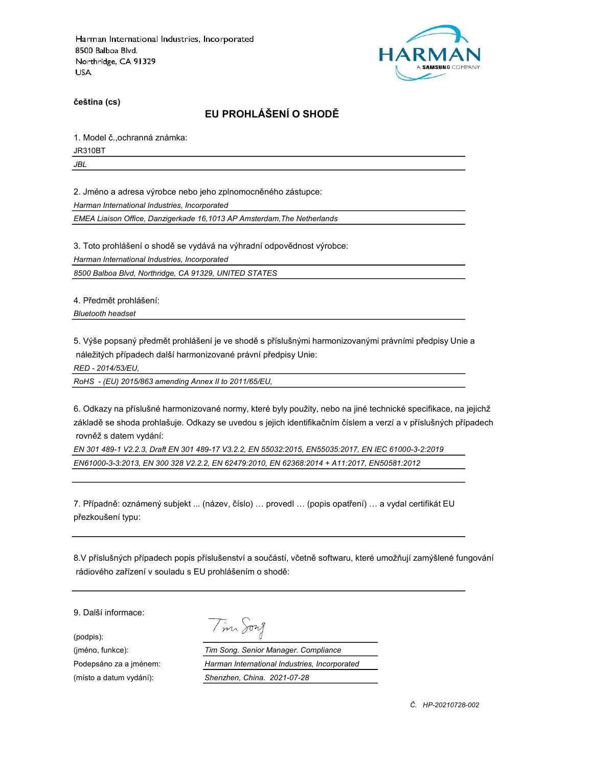Harman International Industries, Incorporated
8500 Balboa Blvd.
Northridge, CA 91329
USA

HARMAN
A SAMSUNG COMPANY

**čeština (cs)**

## EU PROHLÁŠENÍ O SHODĚ

1. Model č.,ochranná známka:

JR310BT

*JBL*

2. Jméno a adresa výrobce nebo jeho zplnomocněného zástupce:

*Harman International Industries, Incorporated*

*EMEA Liaison Office, Danzigerkade 16,1013 AP Amsterdam,The Netherlands*

3. Toto prohlášení o shodě se vydává na výhradní odpovědnost výrobce:

*Harman International Industries, Incorporated*

*8500 Balboa Blvd, Northridge, CA 91329, UNITED STATES*

4. Předmět prohlášení:

*Bluetooth headset*

5. Výše popsaný předmět prohlášení je ve shodě s příslušnými harmonizovanými právními předpisy Unie a náležitých případech další harmonizované právní předpisy Unie:

*RED - 2014/53/EU,*

*RoHS - (EU) 2015/863 amending Annex II to 2011/65/EU,*

6. Odkazy na příslušné harmonizované normy, které byly použity, nebo na jiné technické specifikace, na jejichž základě se shoda prohlašuje. Odkazy se uvedou s jejich identifikačním číslem a verzí a v příslušných případech rovněž s datem vydání:

*EN 301 489-1 V2.2.3, Draft EN 301 489-17 V3.2.2, EN 55032:2015, EN55035:2017, EN IEC 61000-3-2:2019*

*EN61000-3-3:2013, EN 300 328 V2.2.2, EN 62479:2010, EN 62368:2014 + A11:2017, EN50581:2012*

7. Případně: oznámený subjekt ... (název, číslo) … provedl … (popis opatření) … a vydal certifikát EU přezkoušení typu:

8.V příslušných případech popis příslušenství a součástí, včetně softwaru, které umožňují zamýšlené fungování rádiového zařízení v souladu s EU prohlášením o shodě:

9. Další informace:

(podpis): Tim Song

(jméno, funkce): *Tim Song. Senior Manager. Compliance*

Podepsáno za a jménem: *Harman International Industries, Incorporated*

(místo a datum vydání): *Shenzhen, China. 2021-07-28*

*Č. HP-20210728-002*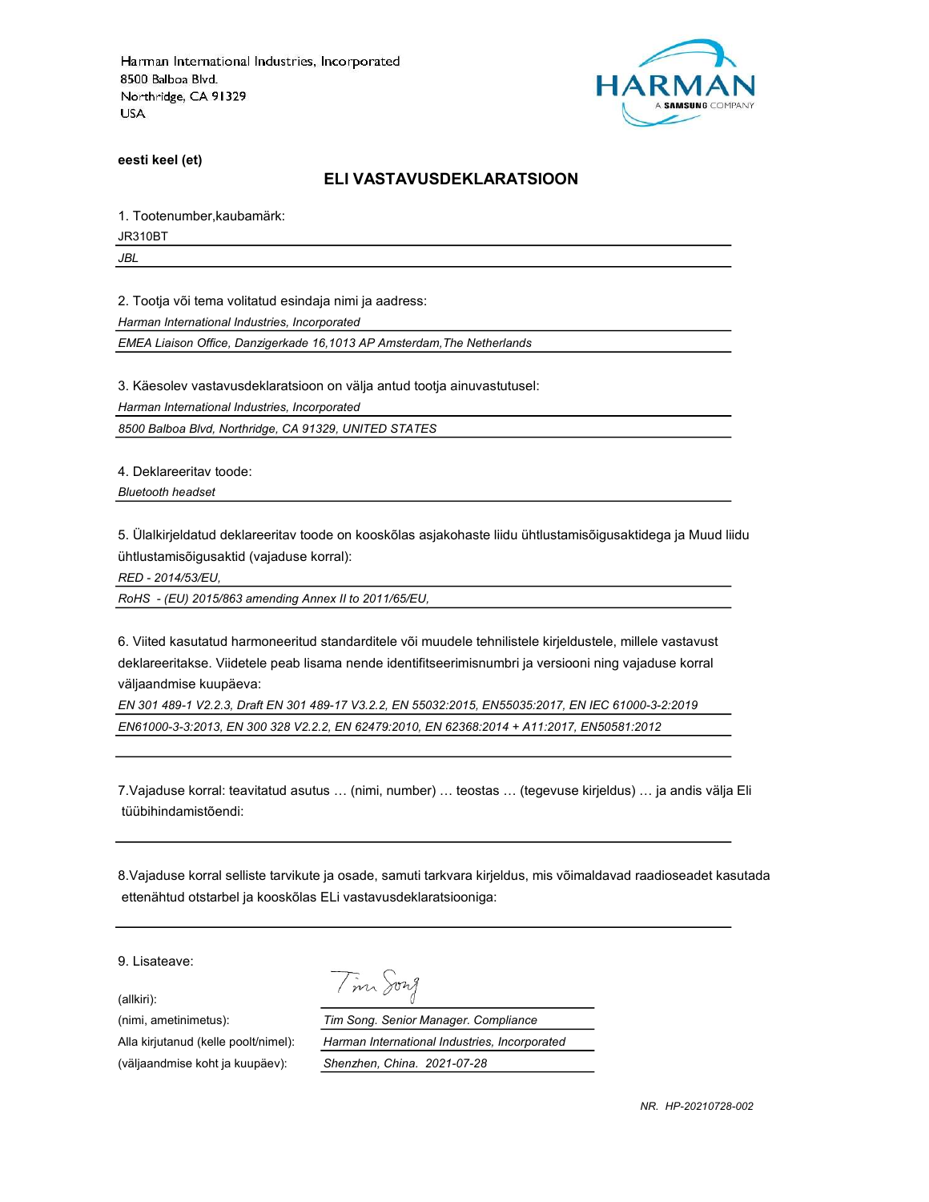Harman International Industries, Incorporated
8500 Balboa Blvd.
Northridge, CA 91329
USA

HARMAN
A SAMSUNG COMPANY

**eesti keel (et)**

## ELI VASTAVUSDEKLARATSIOON

1. Tootenumber,kaubamärk:

JR310BT

*JBL*

2. Tootja või tema volitatud esindaja nimi ja aadress:

*Harman International Industries, Incorporated*

*EMEA Liaison Office, Danzigerkade 16,1013 AP Amsterdam,The Netherlands*

3. Käesolev vastavusdeklaratsioon on välja antud tootja ainuvastutusel:

*Harman International Industries, Incorporated*

*8500 Balboa Blvd, Northridge, CA 91329, UNITED STATES*

4. Deklareeritav toode:

*Bluetooth headset*

5. Ülalkirjeldatud deklareeritav toode on kooskõlas asjakohaste liidu ühtlustamisõigusaktidega ja Muud liidu ühtlustamisõigusaktid (vajaduse korral):

*RED - 2014/53/EU,*

*RoHS - (EU) 2015/863 amending Annex II to 2011/65/EU,*

6. Viited kasutatud harmoneeritud standarditele või muudele tehnilistele kirjeldustele, millele vastavust deklareeritakse. Viidetele peab lisama nende identifitseerimisnumbri ja versiooni ning vajaduse korral väljaandmise kuupäeva:

*EN 301 489-1 V2.2.3, Draft EN 301 489-17 V3.2.2, EN 55032:2015, EN55035:2017, EN IEC 61000-3-2:2019*

*EN61000-3-3:2013, EN 300 328 V2.2.2, EN 62479:2010, EN 62368:2014 + A11:2017, EN50581:2012*

7.Vajaduse korral: teavitatud asutus … (nimi, number) … teostas … (tegevuse kirjeldus) … ja andis välja Eli tüübihindamistõendi:

8.Vajaduse korral selliste tarvikute ja osade, samuti tarkvara kirjeldus, mis võimaldavad raadioseadet kasutada ettenähtud otstarbel ja kooskõlas ELi vastavusdeklaratsiooniga:

9. Lisateave:

(allkiri): Tim Song

(nimi, ametinimetus): *Tim Song. Senior Manager. Compliance*

Alla kirjutanud (kelle poolt/nimel): *Harman International Industries, Incorporated*

(väljaandmise koht ja kuupäev): *Shenzhen, China. 2021-07-28*

*NR. HP-20210728-002*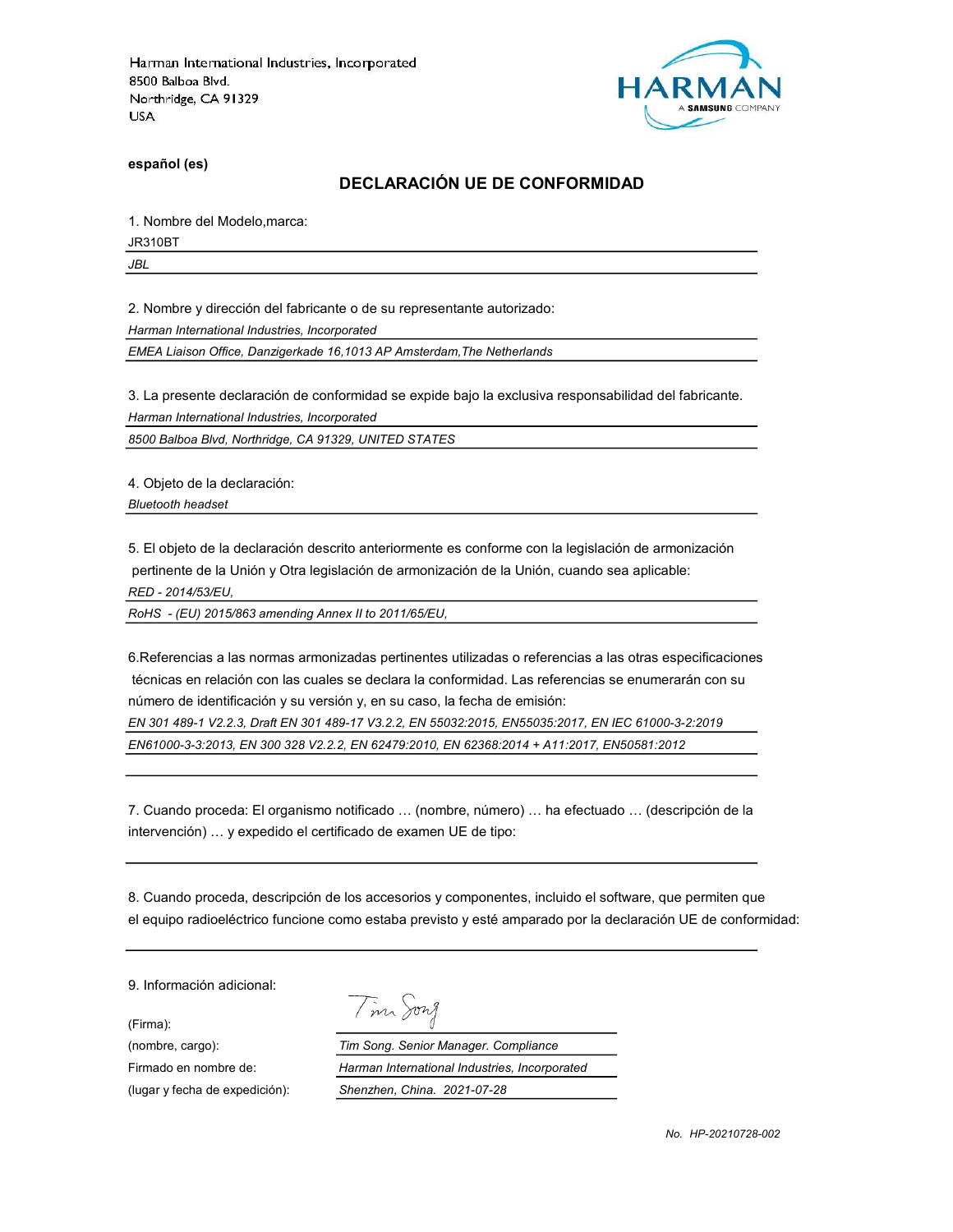Harman International Industries, Incorporated
8500 Balboa Blvd.
Northridge, CA 91329
USA

HARMAN
A SAMSUNG COMPANY

**español (es)**

## DECLARACIÓN UE DE CONFORMIDAD

1. Nombre del Modelo,marca:

JR310BT

*JBL*

2. Nombre y dirección del fabricante o de su representante autorizado:

*Harman International Industries, Incorporated*

*EMEA Liaison Office, Danzigerkade 16,1013 AP Amsterdam,The Netherlands*

3. La presente declaración de conformidad se expide bajo la exclusiva responsabilidad del fabricante.

*Harman International Industries, Incorporated*

*8500 Balboa Blvd, Northridge, CA 91329, UNITED STATES*

4. Objeto de la declaración:

*Bluetooth headset*

5. El objeto de la declaración descrito anteriormente es conforme con la legislación de armonización pertinente de la Unión y Otra legislación de armonización de la Unión, cuando sea aplicable:

*RED - 2014/53/EU,*

*RoHS - (EU) 2015/863 amending Annex II to 2011/65/EU,*

6.Referencias a las normas armonizadas pertinentes utilizadas o referencias a las otras especificaciones técnicas en relación con las cuales se declara la conformidad. Las referencias se enumerarán con su número de identificación y su versión y, en su caso, la fecha de emisión:

*EN 301 489-1 V2.2.3, Draft EN 301 489-17 V3.2.2, EN 55032:2015, EN55035:2017, EN IEC 61000-3-2:2019*

*EN61000-3-3:2013, EN 300 328 V2.2.2, EN 62479:2010, EN 62368:2014 + A11:2017, EN50581:2012*

7. Cuando proceda: El organismo notificado … (nombre, número) … ha efectuado … (descripción de la intervención) … y expedido el certificado de examen UE de tipo:

8. Cuando proceda, descripción de los accesorios y componentes, incluido el software, que permiten que el equipo radioeléctrico funcione como estaba previsto y esté amparado por la declaración UE de conformidad:

9. Información adicional:

| | |
|---|---|
| (Firma): | Tim Song |
| (nombre, cargo): | *Tim Song. Senior Manager. Compliance* |
| Firmado en nombre de: | *Harman International Industries, Incorporated* |
| (lugar y fecha de expedición): | *Shenzhen, China. 2021-07-28* |

*No. HP-20210728-002*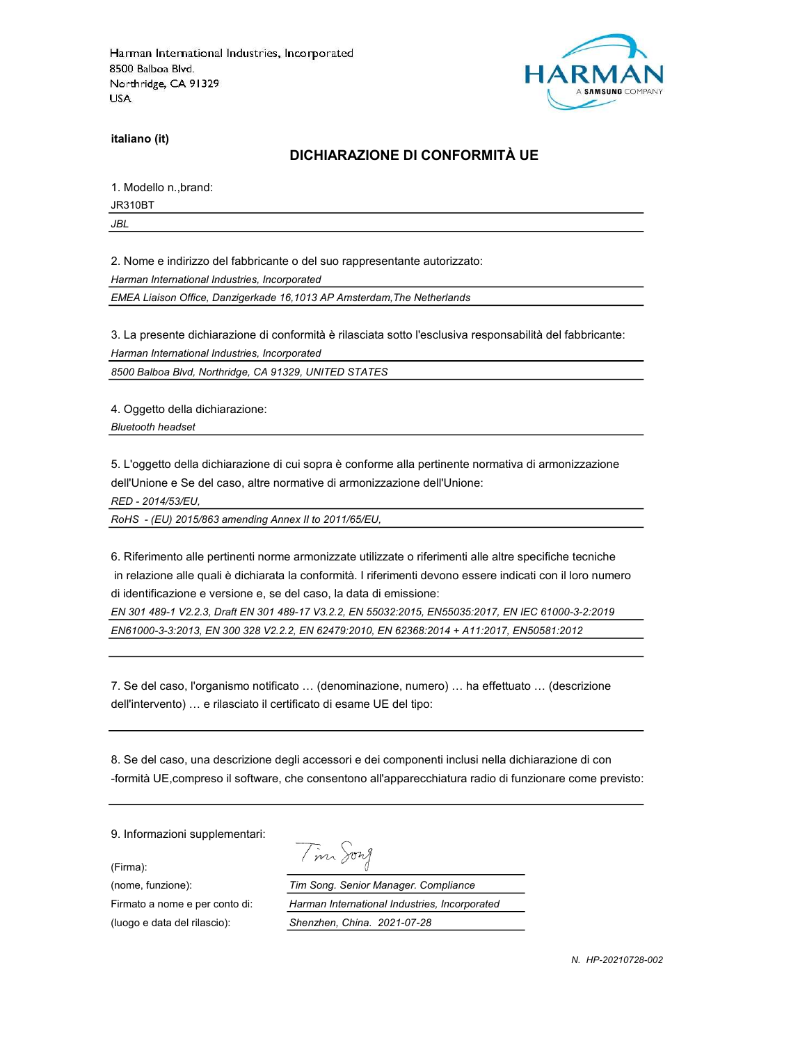Harman International Industries, Incorporated
8500 Balboa Blvd.
Northridge, CA 91329
USA

HARMAN
A SAMSUNG COMPANY

**italiano (it)**

## DICHIARAZIONE DI CONFORMITÀ UE

1. Modello n.,brand:

JR310BT

*JBL*

2. Nome e indirizzo del fabbricante o del suo rappresentante autorizzato:

*Harman International Industries, Incorporated*

*EMEA Liaison Office, Danzigerkade 16,1013 AP Amsterdam,The Netherlands*

3. La presente dichiarazione di conformità è rilasciata sotto l'esclusiva responsabilità del fabbricante:

*Harman International Industries, Incorporated*

*8500 Balboa Blvd, Northridge, CA 91329, UNITED STATES*

4. Oggetto della dichiarazione:

*Bluetooth headset*

5. L'oggetto della dichiarazione di cui sopra è conforme alla pertinente normativa di armonizzazione dell'Unione e Se del caso, altre normative di armonizzazione dell'Unione:

*RED - 2014/53/EU,*

*RoHS - (EU) 2015/863 amending Annex II to 2011/65/EU,*

6. Riferimento alle pertinenti norme armonizzate utilizzate o riferimenti alle altre specifiche tecniche in relazione alle quali è dichiarata la conformità. I riferimenti devono essere indicati con il loro numero di identificazione e versione e, se del caso, la data di emissione:

*EN 301 489-1 V2.2.3, Draft EN 301 489-17 V3.2.2, EN 55032:2015, EN55035:2017, EN IEC 61000-3-2:2019*

*EN61000-3-3:2013, EN 300 328 V2.2.2, EN 62479:2010, EN 62368:2014 + A11:2017, EN50581:2012*

7. Se del caso, l'organismo notificato … (denominazione, numero) … ha effettuato … (descrizione dell'intervento) … e rilasciato il certificato di esame UE del tipo:

8. Se del caso, una descrizione degli accessori e dei componenti inclusi nella dichiarazione di con -formità UE,compreso il software, che consentono all'apparecchiatura radio di funzionare come previsto:

9. Informazioni supplementari:

| | |
|---|---|
| (Firma): | Tim Song |
| (nome, funzione): | *Tim Song. Senior Manager. Compliance* |
| Firmato a nome e per conto di: | *Harman International Industries, Incorporated* |
| (luogo e data del rilascio): | *Shenzhen, China. 2021-07-28* |

*N. HP-20210728-002*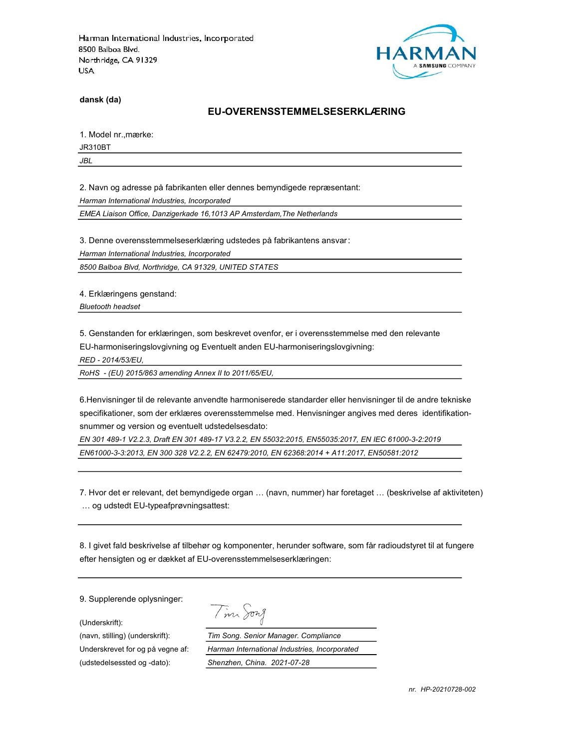Harman International Industries, Incorporated
8500 Balboa Blvd.
Northridge, CA 91329
USA

HARMAN
A SAMSUNG COMPANY

**dansk (da)**

## EU-OVERENSSTEMMELSESERKLÆRING

1. Model nr.,mærke:

JR310BT

*JBL*

2. Navn og adresse på fabrikanten eller dennes bemyndigede repræsentant:

*Harman International Industries, Incorporated*

*EMEA Liaison Office, Danzigerkade 16,1013 AP Amsterdam,The Netherlands*

3. Denne overensstemmelseserklæring udstedes på fabrikantens ansvar:

*Harman International Industries, Incorporated*

*8500 Balboa Blvd, Northridge, CA 91329, UNITED STATES*

4. Erklæringens genstand:

*Bluetooth headset*

5. Genstanden for erklæringen, som beskrevet ovenfor, er i overensstemmelse med den relevante EU-harmoniseringslovgivning og Eventuelt anden EU-harmoniseringslovgivning:

*RED - 2014/53/EU,*

*RoHS - (EU) 2015/863 amending Annex II to 2011/65/EU,*

6.Henvisninger til de relevante anvendte harmoniserede standarder eller henvisninger til de andre tekniske specifikationer, som der erklæres overensstemmelse med. Henvisninger angives med deres identifikationsnummer og version og eventuelt udstedelsesdato:

*EN 301 489-1 V2.2.3, Draft EN 301 489-17 V3.2.2, EN 55032:2015, EN55035:2017, EN IEC 61000-3-2:2019*

*EN61000-3-3:2013, EN 300 328 V2.2.2, EN 62479:2010, EN 62368:2014 + A11:2017, EN50581:2012*

7. Hvor det er relevant, det bemyndigede organ … (navn, nummer) har foretaget … (beskrivelse af aktiviteten) … og udstedt EU-typeafprøvningsattest:

8. I givet fald beskrivelse af tilbehør og komponenter, herunder software, som får radioudstyret til at fungere efter hensigten og er dækket af EU-overensstemmelseserklæringen:

9. Supplerende oplysninger:

(Underskrift): Tim Song

(navn, stilling) (underskrift): *Tim Song. Senior Manager. Compliance*

Underskrevet for og på vegne af: *Harman International Industries, Incorporated*

(udstedelsessted og -dato): *Shenzhen, China. 2021-07-28*

*nr. HP-20210728-002*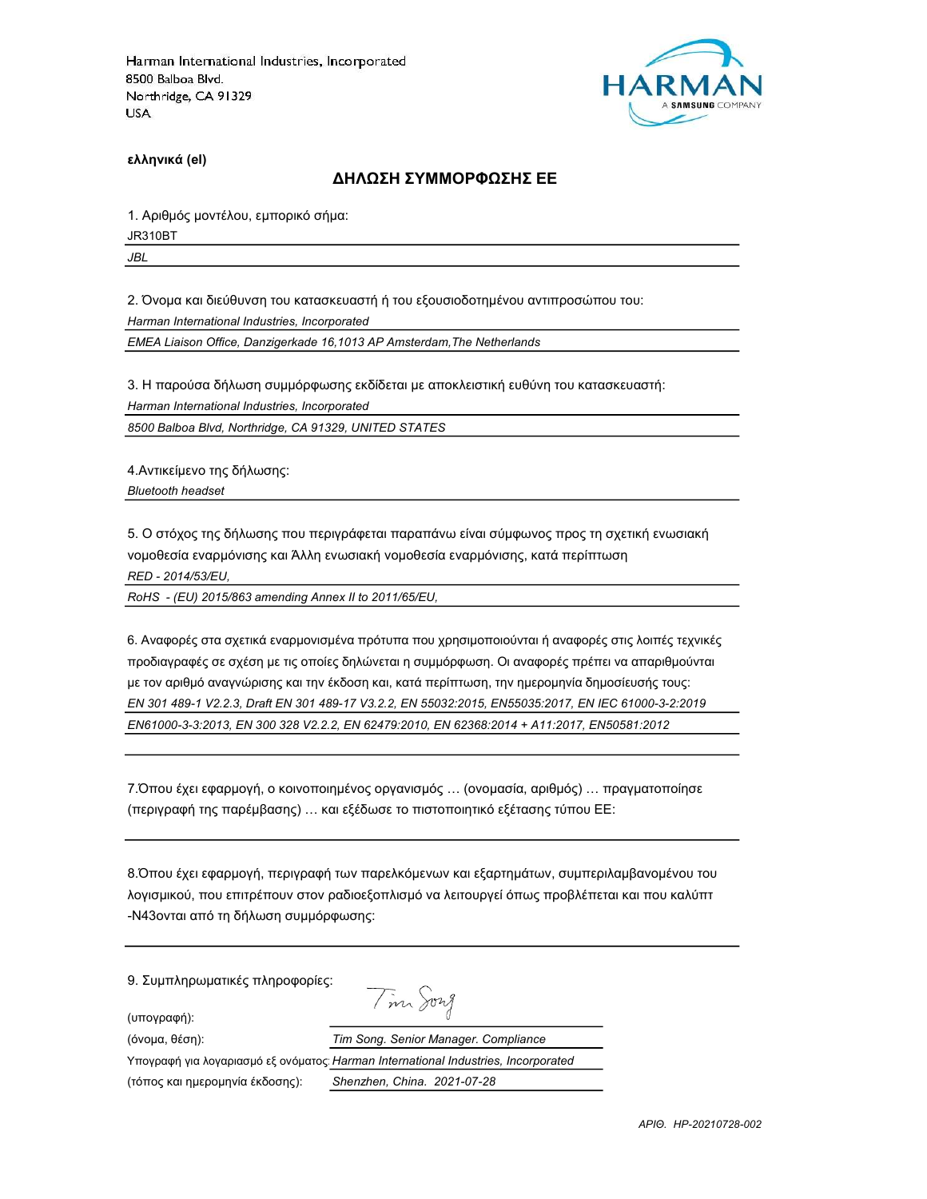Harman International Industries, Incorporated
8500 Balboa Blvd.
Northridge, CA 91329
USA

HARMAN
A SAMSUNG COMPANY

**ελληνικά (el)**

## ΔΗΛΩΣΗ ΣΥΜΜΟΡΦΩΣΗΣ ΕΕ

1. Αριθμός μοντέλου, εμπορικό σήμα:

JR310BT

*JBL*

2. Όνομα και διεύθυνση του κατασκευαστή ή του εξουσιοδοτημένου αντιπροσώπου του:

*Harman International Industries, Incorporated*

*EMEA Liaison Office, Danzigerkade 16,1013 AP Amsterdam,The Netherlands*

3. Η παρούσα δήλωση συμμόρφωσης εκδίδεται με αποκλειστική ευθύνη του κατασκευαστή:

*Harman International Industries, Incorporated*

*8500 Balboa Blvd, Northridge, CA 91329, UNITED STATES*

4.Αντικείμενο της δήλωσης:

*Bluetooth headset*

5. Ο στόχος της δήλωσης που περιγράφεται παραπάνω είναι σύμφωνος προς τη σχετική ενωσιακή νομοθεσία εναρμόνισης και Άλλη ενωσιακή νομοθεσία εναρμόνισης, κατά περίπτωση

*RED - 2014/53/EU,*

*RoHS - (EU) 2015/863 amending Annex II to 2011/65/EU,*

6. Αναφορές στα σχετικά εναρμονισμένα πρότυπα που χρησιμοποιούνται ή αναφορές στις λοιπές τεχνικές προδιαγραφές σε σχέση με τις οποίες δηλώνεται η συμμόρφωση. Οι αναφορές πρέπει να απαριθμούνται με τον αριθμό αναγνώρισης και την έκδοση και, κατά περίπτωση, την ημερομηνία δημοσίευσής τους:

*EN 301 489-1 V2.2.3, Draft EN 301 489-17 V3.2.2, EN 55032:2015, EN55035:2017, EN IEC 61000-3-2:2019*

*EN61000-3-3:2013, EN 300 328 V2.2.2, EN 62479:2010, EN 62368:2014 + A11:2017, EN50581:2012*

7.Όπου έχει εφαρμογή, ο κοινοποιημένος οργανισμός … (ονομασία, αριθμός) … πραγματοποίησε (περιγραφή της παρέμβασης) … και εξέδωσε το πιστοποιητικό εξέτασης τύπου ΕΕ:

8.Όπου έχει εφαρμογή, περιγραφή των παρελκόμενων και εξαρτημάτων, συμπεριλαμβανομένου του λογισμικού, που επιτρέπουν στον ραδιοεξοπλισμό να λειτουργεί όπως προβλέπεται και που καλύπτ -N43ονται από τη δήλωση συμμόρφωσης:

9. Συμπληρωματικές πληροφορίες:

(υπογραφή): Tim Song

(όνομα, θέση): *Tim Song. Senior Manager. Compliance*

Υπογραφή για λογαριασμό εξ ονόματος: *Harman International Industries, Incorporated*

(τόπος και ημερομηνία έκδοσης): *Shenzhen, China. 2021-07-28*

*ΑΡΙΘ. HP-20210728-002*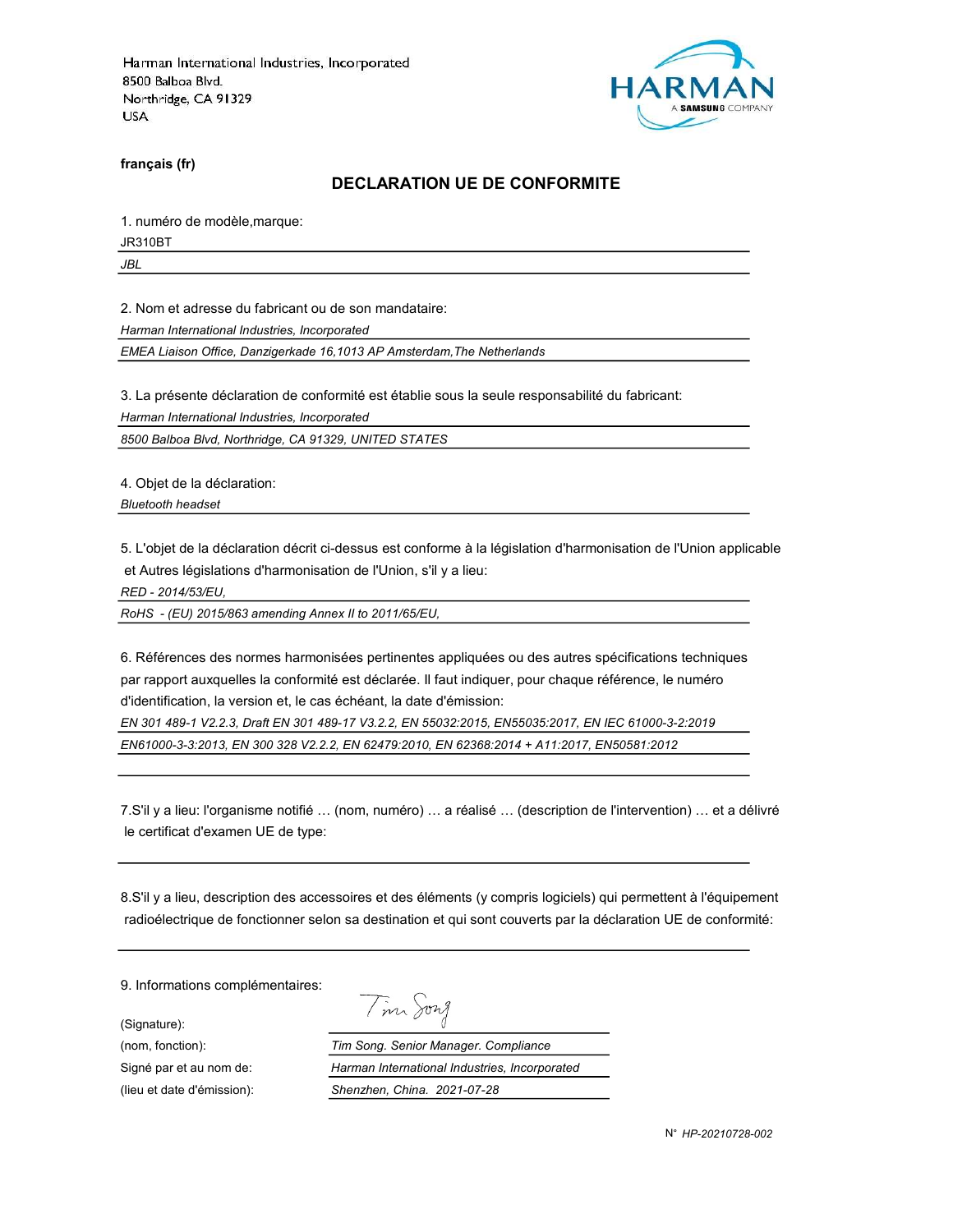Harman International Industries, Incorporated
8500 Balboa Blvd.
Northridge, CA 91329
USA

HARMAN
A SAMSUNG COMPANY

**français (fr)**

## DECLARATION UE DE CONFORMITE

1. numéro de modèle,marque:

JR310BT

*JBL*

2. Nom et adresse du fabricant ou de son mandataire:

*Harman International Industries, Incorporated*

*EMEA Liaison Office, Danzigerkade 16,1013 AP Amsterdam,The Netherlands*

3. La présente déclaration de conformité est établie sous la seule responsabilité du fabricant:

*Harman International Industries, Incorporated*

*8500 Balboa Blvd, Northridge, CA 91329, UNITED STATES*

4. Objet de la déclaration:

*Bluetooth headset*

5. L'objet de la déclaration décrit ci-dessus est conforme à la législation d'harmonisation de l'Union applicable et Autres législations d'harmonisation de l'Union, s'il y a lieu:

*RED - 2014/53/EU,*

*RoHS - (EU) 2015/863 amending Annex II to 2011/65/EU,*

6. Références des normes harmonisées pertinentes appliquées ou des autres spécifications techniques par rapport auxquelles la conformité est déclarée. Il faut indiquer, pour chaque référence, le numéro d'identification, la version et, le cas échéant, la date d'émission:

*EN 301 489-1 V2.2.3, Draft EN 301 489-17 V3.2.2, EN 55032:2015, EN55035:2017, EN IEC 61000-3-2:2019*

*EN61000-3-3:2013, EN 300 328 V2.2.2, EN 62479:2010, EN 62368:2014 + A11:2017, EN50581:2012*

7.S'il y a lieu: l'organisme notifié … (nom, numéro) … a réalisé … (description de l'intervention) … et a délivré le certificat d'examen UE de type:

8.S'il y a lieu, description des accessoires et des éléments (y compris logiciels) qui permettent à l'équipement radioélectrique de fonctionner selon sa destination et qui sont couverts par la déclaration UE de conformité:

9. Informations complémentaires:

(Signature): Tim Song

(nom, fonction): *Tim Song. Senior Manager. Compliance*

Signé par et au nom de: *Harman International Industries, Incorporated*

(lieu et date d'émission): *Shenzhen, China. 2021-07-28*

N° *HP-20210728-002*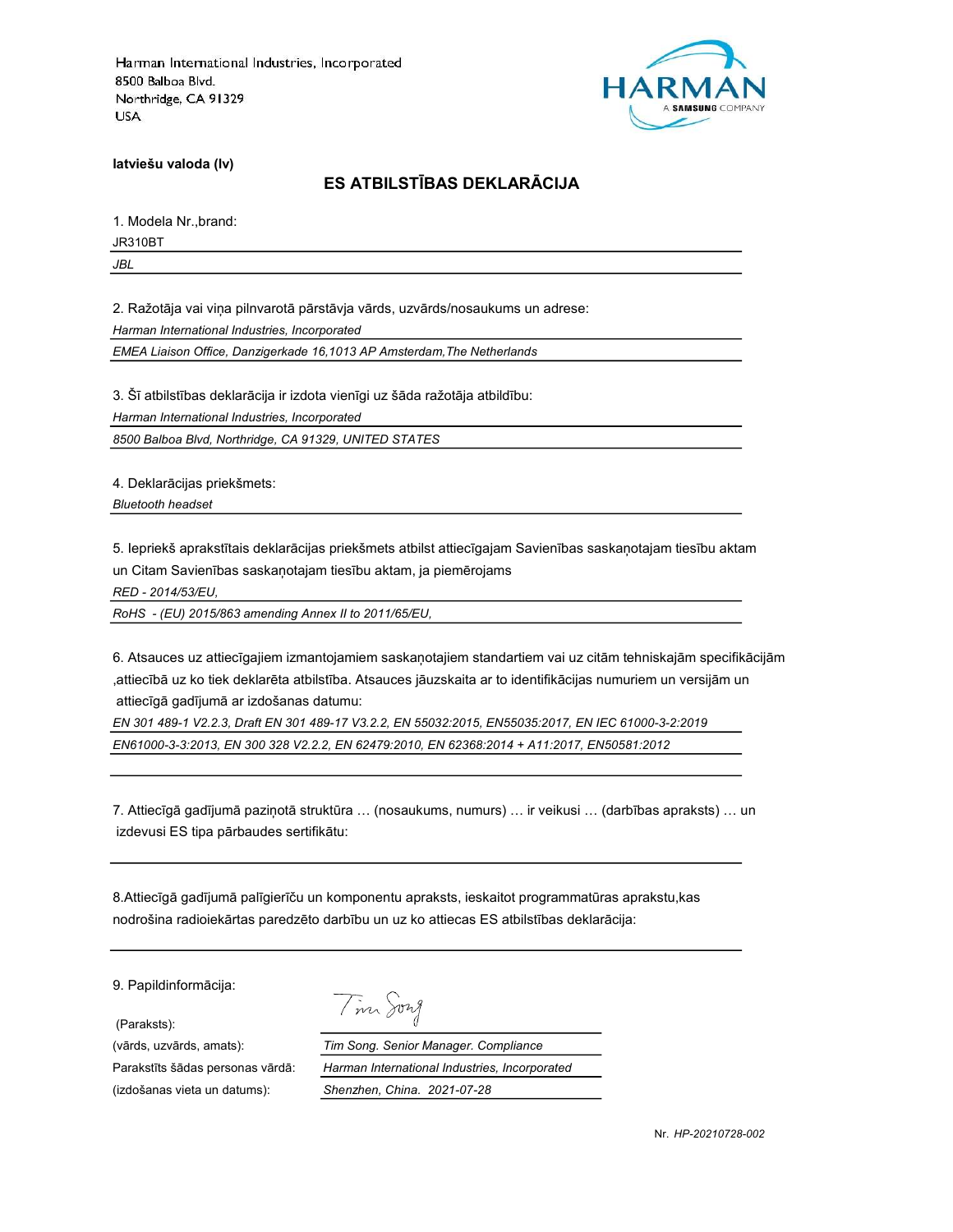Harman International Industries, Incorporated
8500 Balboa Blvd.
Northridge, CA 91329
USA

**latviešu valoda (lv)**

## ES ATBILSTĪBAS DEKLARĀCIJA

1. Modela Nr.,brand:

JR310BT

*JBL*

2. Ražotāja vai viņa pilnvarotā pārstāvja vārds, uzvārds/nosaukums un adrese:

*Harman International Industries, Incorporated*

*EMEA Liaison Office, Danzigerkade 16,1013 AP Amsterdam,The Netherlands*

3. Šī atbilstības deklarācija ir izdota vienīgi uz šāda ražotāja atbildību:

*Harman International Industries, Incorporated*

*8500 Balboa Blvd, Northridge, CA 91329, UNITED STATES*

4. Deklarācijas priekšmets:

*Bluetooth headset*

5. Iepriekš aprakstītais deklarācijas priekšmets atbilst attiecīgajam Savienības saskaņotajam tiesību aktam un Citam Savienības saskaņotajam tiesību aktam, ja piemērojams

*RED - 2014/53/EU,*

*RoHS - (EU) 2015/863 amending Annex II to 2011/65/EU,*

6. Atsauces uz attiecīgajiem izmantojamiem saskaņotajiem standartiem vai uz citām tehniskajām specifikācijām ,attiecībā uz ko tiek deklarēta atbilstība. Atsauces jāuzskaita ar to identifikācijas numuriem un versijām un attiecīgā gadījumā ar izdošanas datumu:

*EN 301 489-1 V2.2.3, Draft EN 301 489-17 V3.2.2, EN 55032:2015, EN55035:2017, EN IEC 61000-3-2:2019*

*EN61000-3-3:2013, EN 300 328 V2.2.2, EN 62479:2010, EN 62368:2014 + A11:2017, EN50581:2012*

7. Attiecīgā gadījumā paziņotā struktūra … (nosaukums, numurs) … ir veikusi … (darbības apraksts) … un izdevusi ES tipa pārbaudes sertifikātu:

8.Attiecīgā gadījumā palīgierīču un komponentu apraksts, ieskaitot programmatūras aprakstu,kas nodrošina radioiekārtas paredzēto darbību un uz ko attiecas ES atbilstības deklarācija:

9. Papildinformācija:

| | |
|---|---|
| (Paraksts): | Tim Song |
| (vārds, uzvārds, amats): | *Tim Song. Senior Manager. Compliance* |
| Parakstīts šādas personas vārdā: | *Harman International Industries, Incorporated* |
| (izdošanas vieta un datums): | *Shenzhen, China. 2021-07-28* |

Nr. *HP-20210728-002*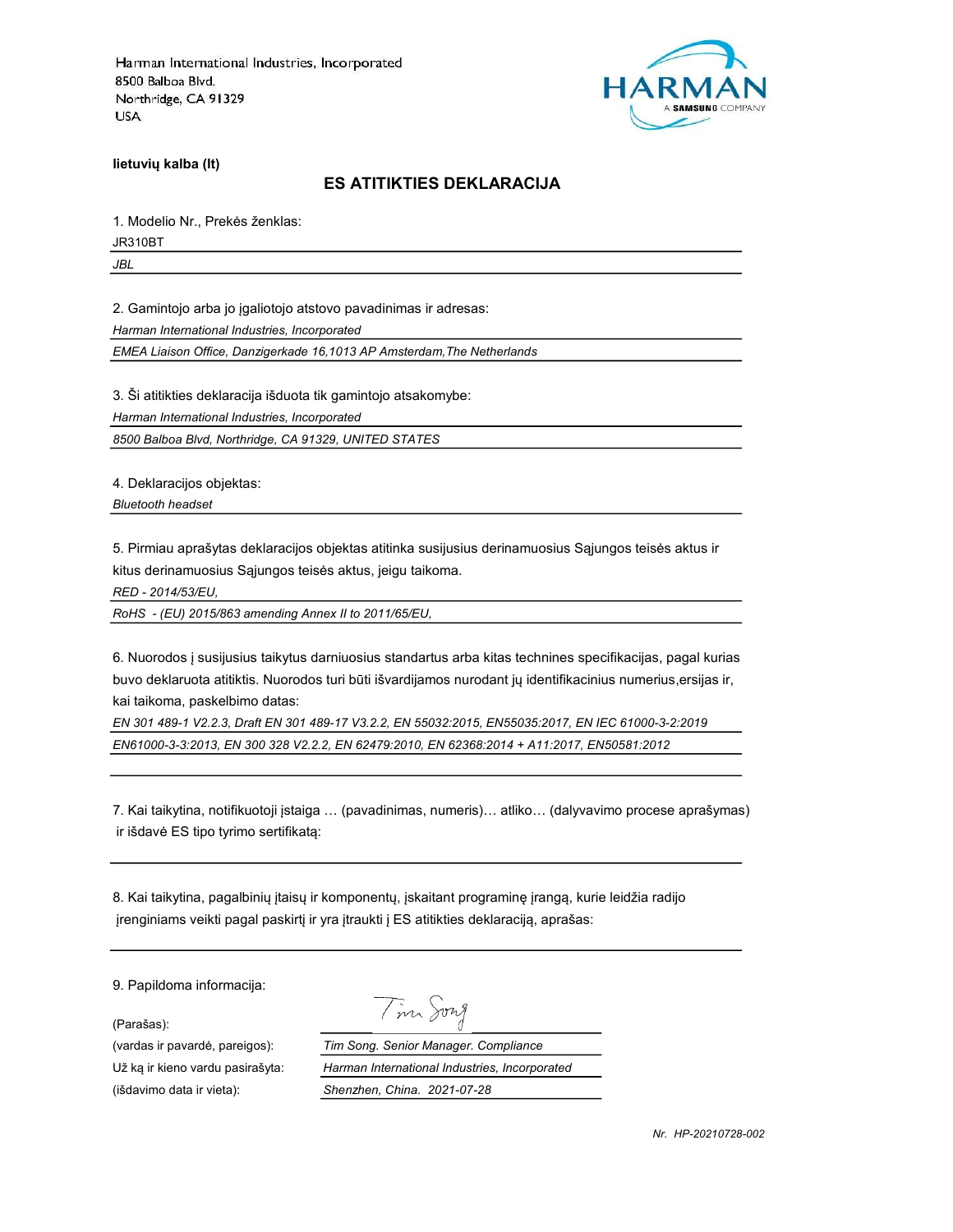Harman International Industries, Incorporated
8500 Balboa Blvd.
Northridge, CA 91329
USA

**lietuvių kalba (lt)**

## ES ATITIKTIES DEKLARACIJA

1. Modelio Nr., Prekės ženklas:

JR310BT

*JBL*

2. Gamintojo arba jo įgaliotojo atstovo pavadinimas ir adresas:

*Harman International Industries, Incorporated*

*EMEA Liaison Office, Danzigerkade 16,1013 AP Amsterdam,The Netherlands*

3. Ši atitikties deklaracija išduota tik gamintojo atsakomybe:

*Harman International Industries, Incorporated*

*8500 Balboa Blvd, Northridge, CA 91329, UNITED STATES*

4. Deklaracijos objektas:

*Bluetooth headset*

5. Pirmiau aprašytas deklaracijos objektas atitinka susijusius derinamuosius Sąjungos teisės aktus ir kitus derinamuosius Sąjungos teisės aktus, jeigu taikoma.

*RED - 2014/53/EU,*

*RoHS - (EU) 2015/863 amending Annex II to 2011/65/EU,*

6. Nuorodos į susijusius taikytus darniuosius standartus arba kitas technines specifikacijas, pagal kurias buvo deklaruota atitiktis. Nuorodos turi būti išvardijamos nurodant jų identifikacinius numerius,ersijas ir, kai taikoma, paskelbimo datas:

*EN 301 489-1 V2.2.3, Draft EN 301 489-17 V3.2.2, EN 55032:2015, EN55035:2017, EN IEC 61000-3-2:2019*

*EN61000-3-3:2013, EN 300 328 V2.2.2, EN 62479:2010, EN 62368:2014 + A11:2017, EN50581:2012*

7. Kai taikytina, notifikuotoji įstaiga … (pavadinimas, numeris)… atliko… (dalyvavimo procese aprašymas) ir išdavė ES tipo tyrimo sertifikatą:

8. Kai taikytina, pagalbinių įtaisų ir komponentų, įskaitant programinę įrangą, kurie leidžia radijo įrenginiams veikti pagal paskirtį ir yra įtraukti į ES atitikties deklaraciją, aprašas:

9. Papildoma informacija:

(Parašas): Tim Song

(vardas ir pavardė, pareigos): *Tim Song. Senior Manager. Compliance*

Už ką ir kieno vardu pasirašyta: *Harman International Industries, Incorporated*

(išdavimo data ir vieta): *Shenzhen, China. 2021-07-28*

*Nr. HP-20210728-002*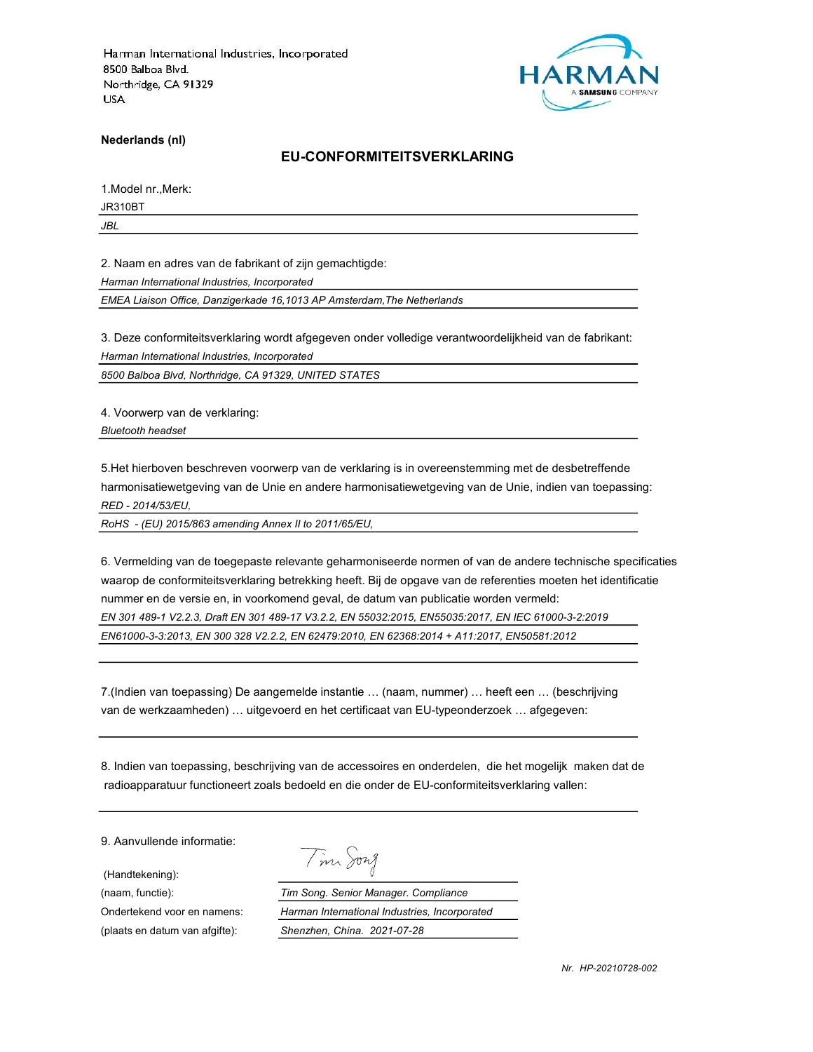Harman International Industries, Incorporated
8500 Balboa Blvd.
Northridge, CA 91329
USA

HARMAN
A SAMSUNG COMPANY

**Nederlands (nl)**

## EU-CONFORMITEITSVERKLARING

1.Model nr.,Merk:

JR310BT

*JBL*

2. Naam en adres van de fabrikant of zijn gemachtigde:

*Harman International Industries, Incorporated*

*EMEA Liaison Office, Danzigerkade 16,1013 AP Amsterdam,The Netherlands*

3. Deze conformiteitsverklaring wordt afgegeven onder volledige verantwoordelijkheid van de fabrikant:

*Harman International Industries, Incorporated*

*8500 Balboa Blvd, Northridge, CA 91329, UNITED STATES*

4. Voorwerp van de verklaring:

*Bluetooth headset*

5.Het hierboven beschreven voorwerp van de verklaring is in overeenstemming met de desbetreffende harmonisatiewetgeving van de Unie en andere harmonisatiewetgeving van de Unie, indien van toepassing:

*RED - 2014/53/EU,*

*RoHS - (EU) 2015/863 amending Annex II to 2011/65/EU,*

6. Vermelding van de toegepaste relevante geharmoniseerde normen of van de andere technische specificaties waarop de conformiteitsverklaring betrekking heeft. Bij de opgave van de referenties moeten het identificatie nummer en de versie en, in voorkomend geval, de datum van publicatie worden vermeld:

*EN 301 489-1 V2.2.3, Draft EN 301 489-17 V3.2.2, EN 55032:2015, EN55035:2017, EN IEC 61000-3-2:2019*

*EN61000-3-3:2013, EN 300 328 V2.2.2, EN 62479:2010, EN 62368:2014 + A11:2017, EN50581:2012*

7.(Indien van toepassing) De aangemelde instantie … (naam, nummer) … heeft een … (beschrijving van de werkzaamheden) … uitgevoerd en het certificaat van EU-typeonderzoek … afgegeven:

8. Indien van toepassing, beschrijving van de accessoires en onderdelen, die het mogelijk maken dat de radioapparatuur functioneert zoals bedoeld en die onder de EU-conformiteitsverklaring vallen:

9. Aanvullende informatie:

| | |
|---|---|
| (Handtekening): | Tim Song |
| (naam, functie): | *Tim Song. Senior Manager. Compliance* |
| Ondertekend voor en namens: | *Harman International Industries, Incorporated* |
| (plaats en datum van afgifte): | *Shenzhen, China. 2021-07-28* |

*Nr. HP-20210728-002*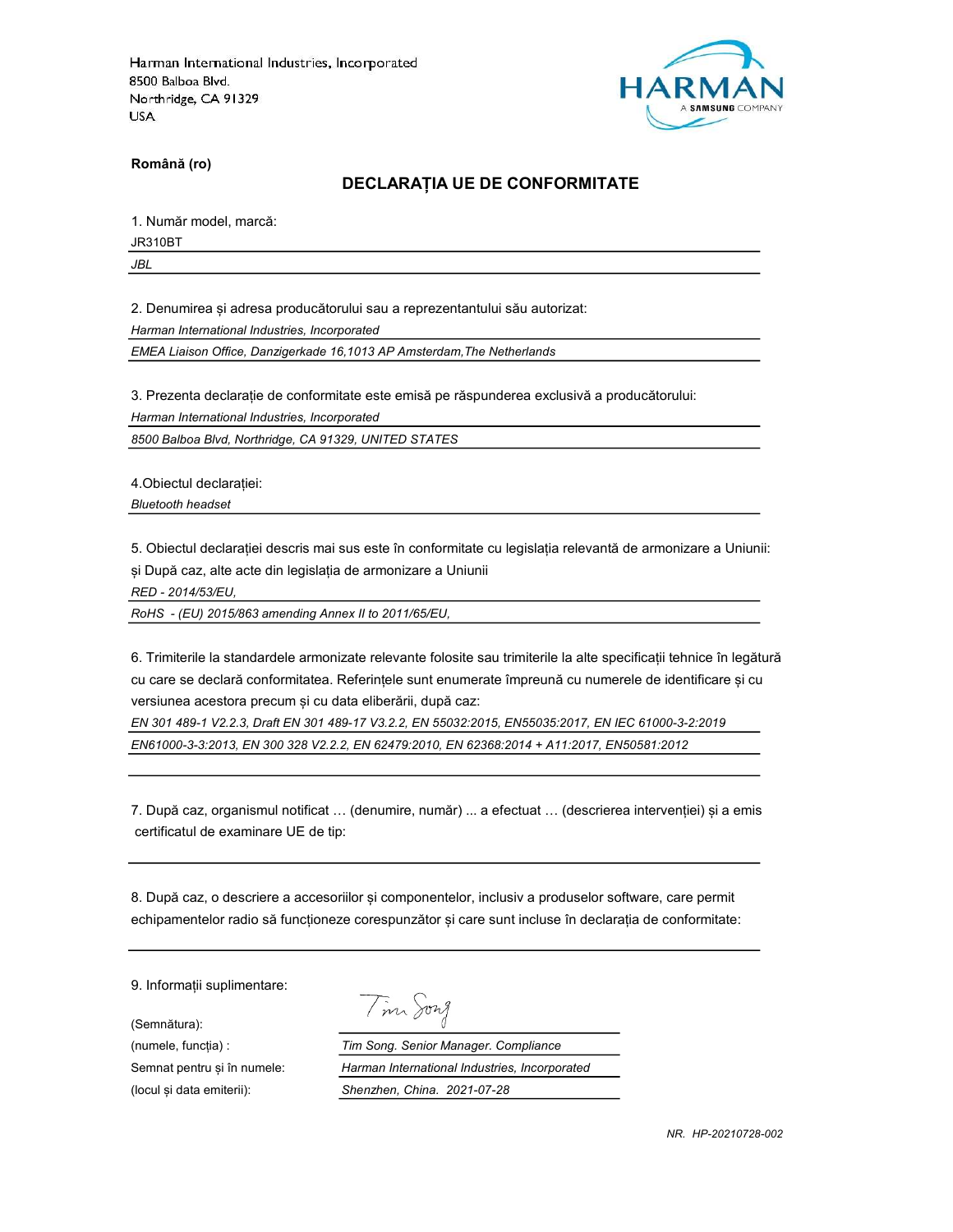Harman International Industries, Incorporated
8500 Balboa Blvd.
Northridge, CA 91329
USA

**Română (ro)**

## DECLARAȚIA UE DE CONFORMITATE

1. Număr model, marcă:

JR310BT

*JBL*

2. Denumirea și adresa producătorului sau a reprezentantului său autorizat:

*Harman International Industries, Incorporated*

*EMEA Liaison Office, Danzigerkade 16,1013 AP Amsterdam,The Netherlands*

3. Prezenta declarație de conformitate este emisă pe răspunderea exclusivă a producătorului:

*Harman International Industries, Incorporated*

*8500 Balboa Blvd, Northridge, CA 91329, UNITED STATES*

4.Obiectul declarației:

*Bluetooth headset*

5. Obiectul declarației descris mai sus este în conformitate cu legislația relevantă de armonizare a Uniunii: și După caz, alte acte din legislația de armonizare a Uniunii

*RED - 2014/53/EU,*

*RoHS - (EU) 2015/863 amending Annex II to 2011/65/EU,*

6. Trimiterile la standardele armonizate relevante folosite sau trimiterile la alte specificații tehnice în legătură cu care se declară conformitatea. Referințele sunt enumerate împreună cu numerele de identificare și cu versiunea acestora precum și cu data eliberării, după caz:

*EN 301 489-1 V2.2.3, Draft EN 301 489-17 V3.2.2, EN 55032:2015, EN55035:2017, EN IEC 61000-3-2:2019*

*EN61000-3-3:2013, EN 300 328 V2.2.2, EN 62479:2010, EN 62368:2014 + A11:2017, EN50581:2012*

7. După caz, organismul notificat … (denumire, număr) ... a efectuat … (descrierea intervenției) și a emis certificatul de examinare UE de tip:

8. După caz, o descriere a accesoriilor și componentelor, inclusiv a produselor software, care permit echipamentelor radio să funcționeze corespunzător și care sunt incluse în declarația de conformitate:

9. Informații suplimentare:

(Semnătura):

(numele, funcția) : *Tim Song. Senior Manager. Compliance*

Semnat pentru și în numele: *Harman International Industries, Incorporated*

(locul și data emiterii): *Shenzhen, China. 2021-07-28*

*NR. HP-20210728-002*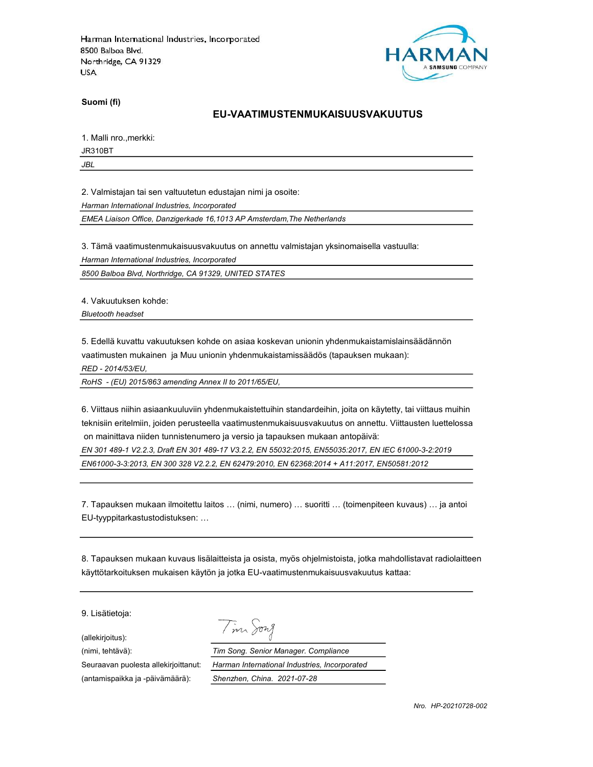Harman International Industries, Incorporated
8500 Balboa Blvd.
Northridge, CA 91329
USA

HARMAN
A SAMSUNG COMPANY

**Suomi (fi)**

## EU-VAATIMUSTENMUKAISUUSVAKUUTUS

1. Malli nro.,merkki:

JR310BT

*JBL*

2. Valmistajan tai sen valtuutetun edustajan nimi ja osoite:

*Harman International Industries, Incorporated*

*EMEA Liaison Office, Danzigerkade 16,1013 AP Amsterdam,The Netherlands*

3. Tämä vaatimustenmukaisuusvakuutus on annettu valmistajan yksinomaisella vastuulla:

*Harman International Industries, Incorporated*

*8500 Balboa Blvd, Northridge, CA 91329, UNITED STATES*

4. Vakuutuksen kohde:

*Bluetooth headset*

5. Edellä kuvattu vakuutuksen kohde on asiaa koskevan unionin yhdenmukaistamislainsäädännön vaatimusten mukainen ja Muu unionin yhdenmukaistamissäädös (tapauksen mukaan):

*RED - 2014/53/EU,*

*RoHS - (EU) 2015/863 amending Annex II to 2011/65/EU,*

6. Viittaus niihin asiaankuuluviin yhdenmukaistettuihin standardeihin, joita on käytetty, tai viittaus muihin teknisiin eritelmiin, joiden perusteella vaatimustenmukaisuusvakuutus on annettu. Viittausten luettelossa on mainittava niiden tunnistenumero ja versio ja tapauksen mukaan antopäivä:

*EN 301 489-1 V2.2.3, Draft EN 301 489-17 V3.2.2, EN 55032:2015, EN55035:2017, EN IEC 61000-3-2:2019*

*EN61000-3-3:2013, EN 300 328 V2.2.2, EN 62479:2010, EN 62368:2014 + A11:2017, EN50581:2012*

7. Tapauksen mukaan ilmoitettu laitos … (nimi, numero) … suoritti … (toimenpiteen kuvaus) … ja antoi EU-tyyppitarkastustodistuksen: …

8. Tapauksen mukaan kuvaus lisälaitteista ja osista, myös ohjelmistoista, jotka mahdollistavat radiolaitteen käyttötarkoituksen mukaisen käytön ja jotka EU-vaatimustenmukaisuusvakuutus kattaa:

9. Lisätietoja:

| | |
|---|---|
| (allekirjoitus): | Tim Song |
| (nimi, tehtävä): | *Tim Song. Senior Manager. Compliance* |
| Seuraavan puolesta allekirjoittanut: | *Harman International Industries, Incorporated* |
| (antamispaikka ja -päivämäärä): | *Shenzhen, China. 2021-07-28* |

*Nro. HP-20210728-002*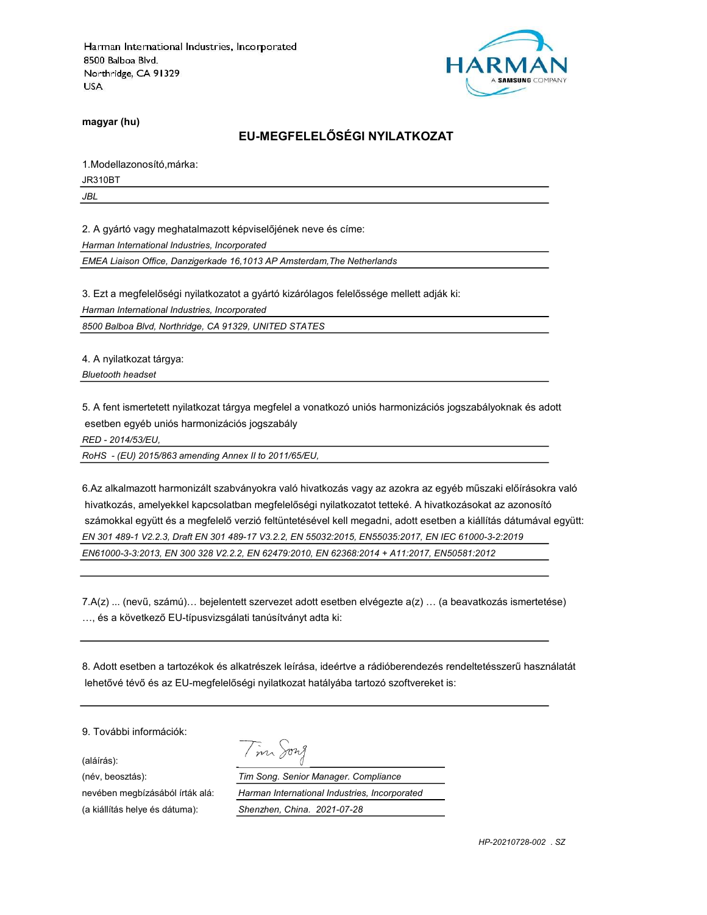Harman International Industries, Incorporated
8500 Balboa Blvd.
Northridge, CA 91329
USA

HARMAN
A SAMSUNG COMPANY

**magyar (hu)**

## EU-MEGFELELŐSÉGI NYILATKOZAT

1.Modellazonosító,márka:

JR310BT

*JBL*

2. A gyártó vagy meghatalmazott képviselőjének neve és címe:

*Harman International Industries, Incorporated*

*EMEA Liaison Office, Danzigerkade 16,1013 AP Amsterdam,The Netherlands*

3. Ezt a megfelelőségi nyilatkozatot a gyártó kizárólagos felelőssége mellett adják ki:

*Harman International Industries, Incorporated*

*8500 Balboa Blvd, Northridge, CA 91329, UNITED STATES*

4. A nyilatkozat tárgya:

*Bluetooth headset*

5. A fent ismertetett nyilatkozat tárgya megfelel a vonatkozó uniós harmonizációs jogszabályoknak és adott esetben egyéb uniós harmonizációs jogszabály

*RED - 2014/53/EU,*

*RoHS - (EU) 2015/863 amending Annex II to 2011/65/EU,*

6.Az alkalmazott harmonizált szabványokra való hivatkozás vagy az azokra az egyéb műszaki előírásokra való hivatkozás, amelyekkel kapcsolatban megfelelőségi nyilatkozatot tetteké. A hivatkozásokat az azonosító számokkal együtt és a megfelelő verzió feltüntetésével kell megadni, adott esetben a kiállítás dátumával együtt:

*EN 301 489-1 V2.2.3, Draft EN 301 489-17 V3.2.2, EN 55032:2015, EN55035:2017, EN IEC 61000-3-2:2019*

*EN61000-3-3:2013, EN 300 328 V2.2.2, EN 62479:2010, EN 62368:2014 + A11:2017, EN50581:2012*

7.A(z) ... (nevű, számú)… bejelentett szervezet adott esetben elvégezte a(z) … (a beavatkozás ismertetése) …, és a következő EU-típusvizsgálati tanúsítványt adta ki:

8. Adott esetben a tartozékok és alkatrészek leírása, ideértve a rádióberendezés rendeltetésszerű használatát lehetővé tévő és az EU-megfelelőségi nyilatkozat hatályába tartozó szoftvereket is:

9. További információk:

| | |
|---|---|
| (aláírás): | Tim Song |
| (név, beosztás): | *Tim Song. Senior Manager. Compliance* |
| nevében megbízásából írták alá: | *Harman International Industries, Incorporated* |
| (a kiállítás helye és dátuma): | *Shenzhen, China. 2021-07-28* |

*HP-20210728-002 . SZ*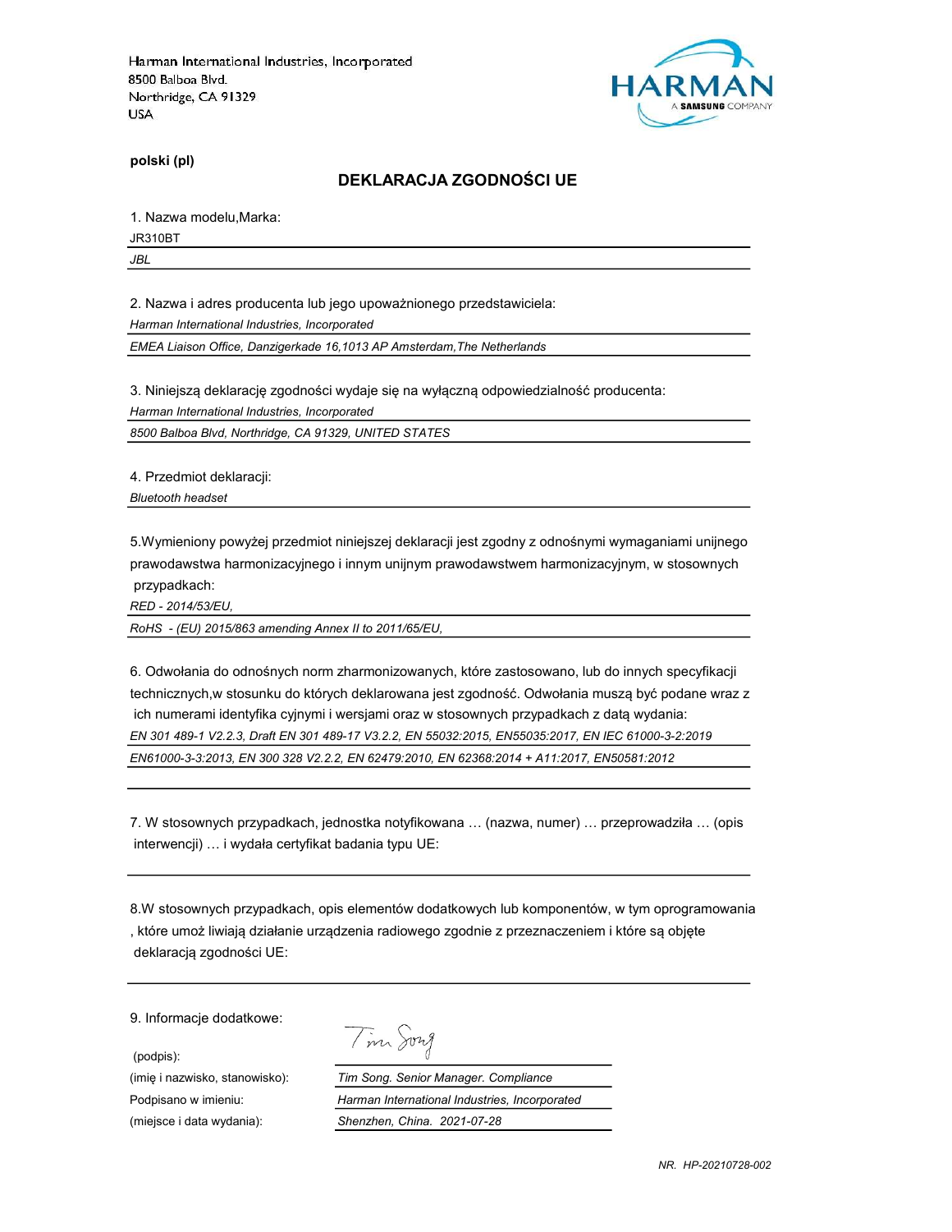Harman International Industries, Incorporated
8500 Balboa Blvd.
Northridge, CA 91329
USA

HARMAN
A SAMSUNG COMPANY

**polski (pl)**

## DEKLARACJA ZGODNOŚCI UE

1. Nazwa modelu,Marka:

JR310BT

*JBL*

2. Nazwa i adres producenta lub jego upoważnionego przedstawiciela:

*Harman International Industries, Incorporated*

*EMEA Liaison Office, Danzigerkade 16,1013 AP Amsterdam,The Netherlands*

3. Niniejszą deklarację zgodności wydaje się na wyłączną odpowiedzialność producenta:

*Harman International Industries, Incorporated*

*8500 Balboa Blvd, Northridge, CA 91329, UNITED STATES*

4. Przedmiot deklaracji:

*Bluetooth headset*

5.Wymieniony powyżej przedmiot niniejszej deklaracji jest zgodny z odnośnymi wymaganiami unijnego prawodawstwa harmonizacyjnego i innym unijnym prawodawstwem harmonizacyjnym, w stosownych przypadkach:

*RED - 2014/53/EU,*

*RoHS - (EU) 2015/863 amending Annex II to 2011/65/EU,*

6. Odwołania do odnośnych norm zharmonizowanych, które zastosowano, lub do innych specyfikacji technicznych,w stosunku do których deklarowana jest zgodność. Odwołania muszą być podane wraz z ich numerami identyfika cyjnymi i wersjami oraz w stosownych przypadkach z datą wydania:

*EN 301 489-1 V2.2.3, Draft EN 301 489-17 V3.2.2, EN 55032:2015, EN55035:2017, EN IEC 61000-3-2:2019*

*EN61000-3-3:2013, EN 300 328 V2.2.2, EN 62479:2010, EN 62368:2014 + A11:2017, EN50581:2012*

7. W stosownych przypadkach, jednostka notyfikowana … (nazwa, numer) … przeprowadziła … (opis interwencji) … i wydała certyfikat badania typu UE:

8.W stosownych przypadkach, opis elementów dodatkowych lub komponentów, w tym oprogramowania , które umoż liwiają działanie urządzenia radiowego zgodnie z przeznaczeniem i które są objęte deklaracją zgodności UE:

9. Informacje dodatkowe:

(podpis): Tim Song

(imię i nazwisko, stanowisko): *Tim Song. Senior Manager. Compliance*

Podpisano w imieniu: *Harman International Industries, Incorporated*

(miejsce i data wydania): *Shenzhen, China. 2021-07-28*

*NR. HP-20210728-002*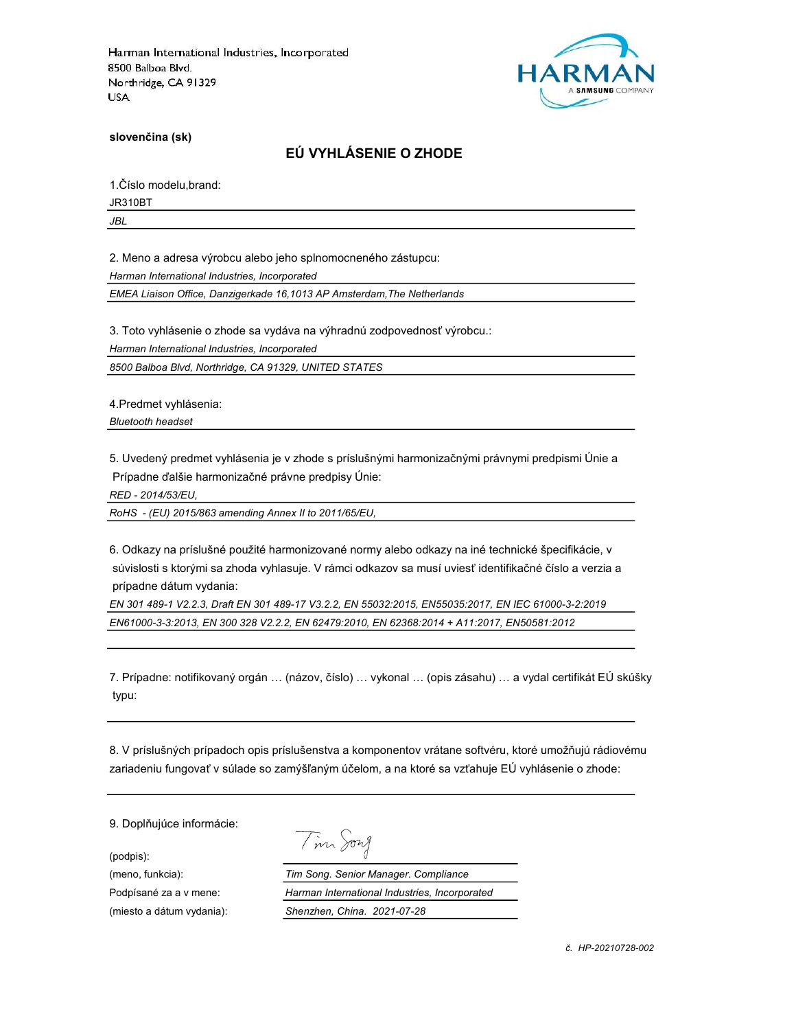Harman International Industries, Incorporated
8500 Balboa Blvd.
Northridge, CA 91329
USA

HARMAN
A SAMSUNG COMPANY

**slovenčina (sk)**

## EÚ VYHLÁSENIE O ZHODE

1.Číslo modelu,brand:

JR310BT

*JBL*

2. Meno a adresa výrobcu alebo jeho splnomocneného zástupcu:

*Harman International Industries, Incorporated*

*EMEA Liaison Office, Danzigerkade 16,1013 AP Amsterdam,The Netherlands*

3. Toto vyhlásenie o zhode sa vydáva na výhradnú zodpovednosť výrobcu.:

*Harman International Industries, Incorporated*

*8500 Balboa Blvd, Northridge, CA 91329, UNITED STATES*

4.Predmet vyhlásenia:

*Bluetooth headset*

5. Uvedený predmet vyhlásenia je v zhode s príslušnými harmonizačnými právnymi predpismi Únie a Prípadne ďalšie harmonizačné právne predpisy Únie:

*RED - 2014/53/EU,*

*RoHS - (EU) 2015/863 amending Annex II to 2011/65/EU,*

6. Odkazy na príslušné použité harmonizované normy alebo odkazy na iné technické špecifikácie, v súvislosti s ktorými sa zhoda vyhlasuje. V rámci odkazov sa musí uviesť identifikačné číslo a verzia a prípadne dátum vydania:

*EN 301 489-1 V2.2.3, Draft EN 301 489-17 V3.2.2, EN 55032:2015, EN55035:2017, EN IEC 61000-3-2:2019*

*EN61000-3-3:2013, EN 300 328 V2.2.2, EN 62479:2010, EN 62368:2014 + A11:2017, EN50581:2012*

7. Prípadne: notifikovaný orgán … (názov, číslo) … vykonal … (opis zásahu) … a vydal certifikát EÚ skúšky typu:

8. V príslušných prípadoch opis príslušenstva a komponentov vrátane softvéru, ktoré umožňujú rádiovému zariadeniu fungovať v súlade so zamýšľaným účelom, a na ktoré sa vzťahuje EÚ vyhlásenie o zhode:

9. Doplňujúce informácie:

(podpis): Tim Song

(meno, funkcia): *Tim Song. Senior Manager. Compliance*

Podpísané za a v mene: *Harman International Industries, Incorporated*

(miesto a dátum vydania): *Shenzhen, China. 2021-07-28*

*č. HP-20210728-002*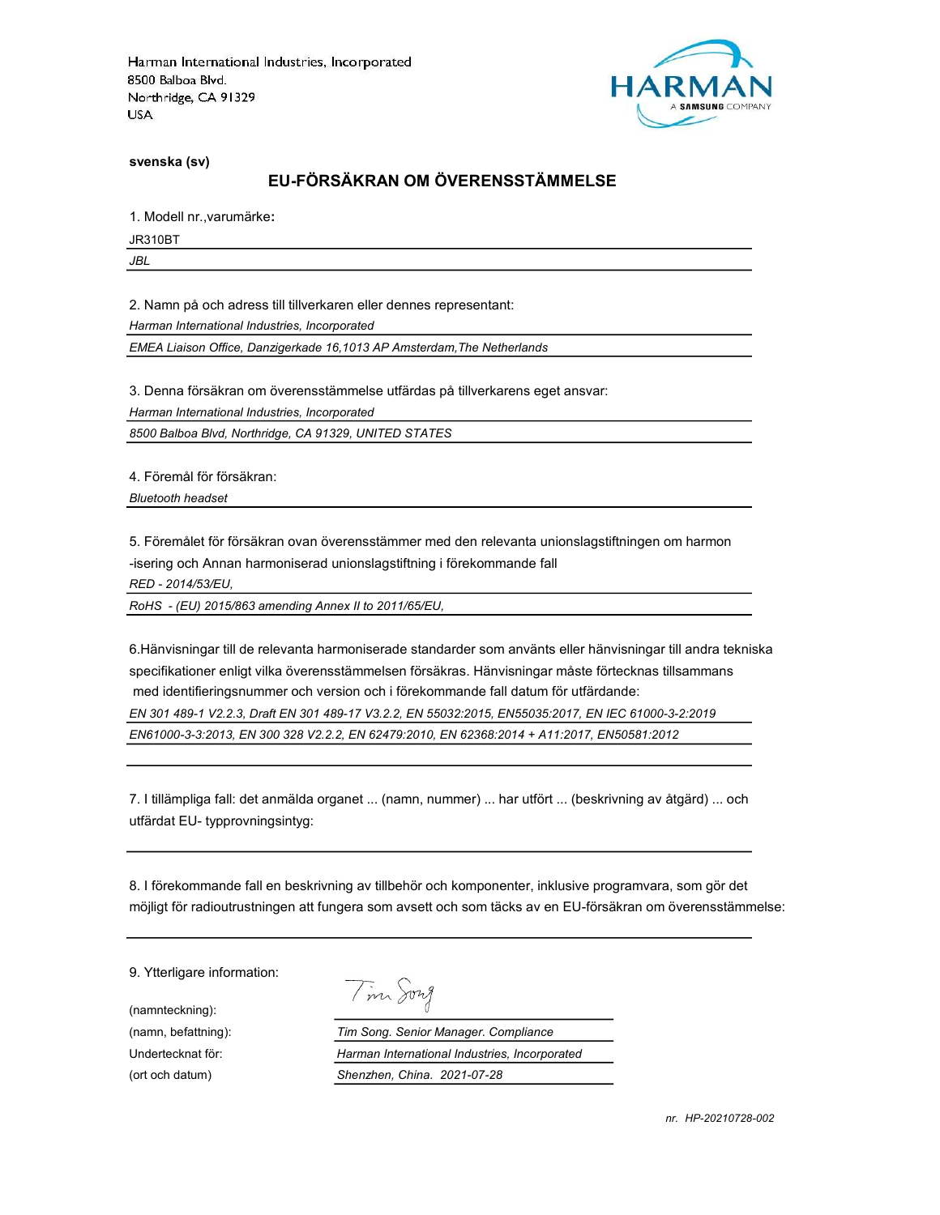Harman International Industries, Incorporated
8500 Balboa Blvd.
Northridge, CA 91329
USA

HARMAN
A SAMSUNG COMPANY

**svenska (sv)**

## EU-FÖRSÄKRAN OM ÖVERENSSTÄMMELSE

1. Modell nr.,varumärke**:**

JR310BT

*JBL*

2. Namn på och adress till tillverkaren eller dennes representant:

*Harman International Industries, Incorporated*

*EMEA Liaison Office, Danzigerkade 16,1013 AP Amsterdam,The Netherlands*

3. Denna försäkran om överensstämmelse utfärdas på tillverkarens eget ansvar:

*Harman International Industries, Incorporated*

*8500 Balboa Blvd, Northridge, CA 91329, UNITED STATES*

4. Föremål för försäkran:

*Bluetooth headset*

5. Föremålet för försäkran ovan överensstämmer med den relevanta unionslagstiftningen om harmon -isering och Annan harmoniserad unionslagstiftning i förekommande fall

*RED - 2014/53/EU,*

*RoHS - (EU) 2015/863 amending Annex II to 2011/65/EU,*

6.Hänvisningar till de relevanta harmoniserade standarder som använts eller hänvisningar till andra tekniska specifikationer enligt vilka överensstämmelsen försäkras. Hänvisningar måste förtecknas tillsammans med identifieringsnummer och version och i förekommande fall datum för utfärdande:

*EN 301 489-1 V2.2.3, Draft EN 301 489-17 V3.2.2, EN 55032:2015, EN55035:2017, EN IEC 61000-3-2:2019*

*EN61000-3-3:2013, EN 300 328 V2.2.2, EN 62479:2010, EN 62368:2014 + A11:2017, EN50581:2012*

7. I tillämpliga fall: det anmälda organet ... (namn, nummer) ... har utfört ... (beskrivning av åtgärd) ... och utfärdat EU- typprovningsintyg:

8. I förekommande fall en beskrivning av tillbehör och komponenter, inklusive programvara, som gör det möjligt för radioutrustningen att fungera som avsett och som täcks av en EU-försäkran om överensstämmelse:

9. Ytterligare information:

(namnteckning): Tim Song

(namn, befattning): *Tim Song. Senior Manager. Compliance*

Undertecknat för: *Harman International Industries, Incorporated*

(ort och datum) *Shenzhen, China. 2021-07-28*

*nr. HP-20210728-002*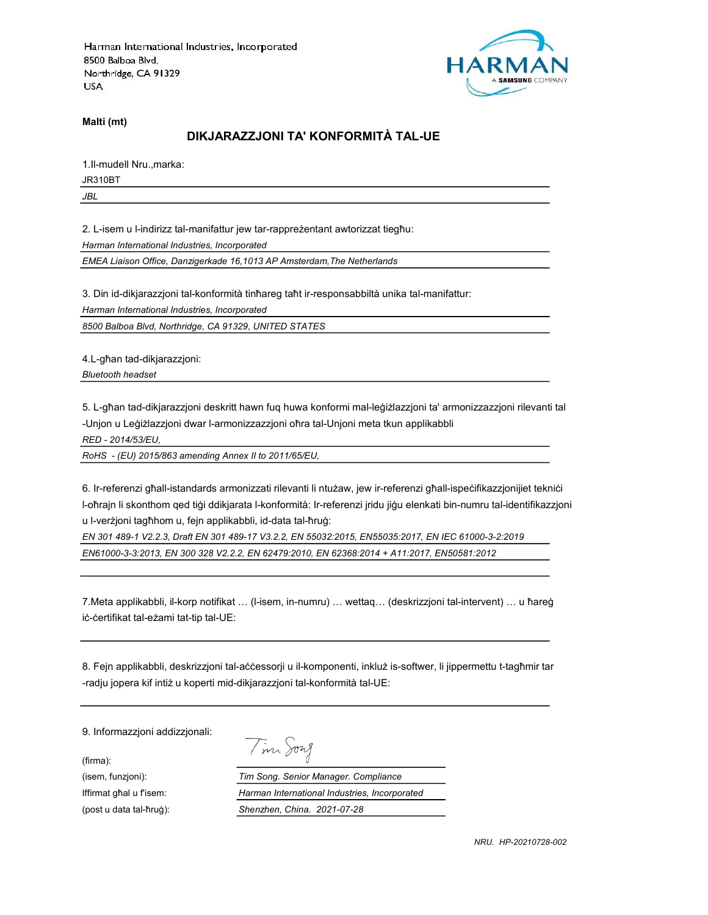Harman International Industries, Incorporated
8500 Balboa Blvd.
Northridge, CA 91329
USA

**Malti (mt)**

## DIKJARAZZJONI TA' KONFORMITÀ TAL-UE

1.Il-mudell Nru.,marka:

JR310BT

*JBL*

2. L-isem u l-indirizz tal-manifattur jew tar-rappreżentant awtorizzat tiegħu:

*Harman International Industries, Incorporated*

*EMEA Liaison Office, Danzigerkade 16,1013 AP Amsterdam,The Netherlands*

3. Din id-dikjarazzjoni tal-konformità tinħareg taħt ir-responsabbiltà unika tal-manifattur:

*Harman International Industries, Incorporated*

*8500 Balboa Blvd, Northridge, CA 91329, UNITED STATES*

4.L-għan tad-dikjarazzjoni:

*Bluetooth headset*

5. L-għan tad-dikjarazzjoni deskritt hawn fuq huwa konformi mal-leġiżlazzjoni ta' armonizzazzjoni rilevanti tal -Unjon u Leġiżlazzjoni dwar l-armonizzazzjoni oħra tal-Unjoni meta tkun applikabbli

*RED - 2014/53/EU,*

*RoHS - (EU) 2015/863 amending Annex II to 2011/65/EU,*

6. Ir-referenzi għall-istandards armonizzati rilevanti li ntużaw, jew ir-referenzi għall-ispeċifikazzjonijiet tekniċi l-oħrajn li skonthom qed tiġi ddikjarata l-konformità: Ir-referenzi jridu jiġu elenkati bin-numru tal-identifikazzjoni u l-verżjoni tagħhom u, fejn applikabbli, id-data tal-ħruġ:

*EN 301 489-1 V2.2.3, Draft EN 301 489-17 V3.2.2, EN 55032:2015, EN55035:2017, EN IEC 61000-3-2:2019*

*EN61000-3-3:2013, EN 300 328 V2.2.2, EN 62479:2010, EN 62368:2014 + A11:2017, EN50581:2012*

7.Meta applikabbli, il-korp notifikat … (l-isem, in-numru) … wettaq… (deskrizzjoni tal-intervent) … u ħareġ iċ-ċertifikat tal-eżami tat-tip tal-UE:

8. Fejn applikabbli, deskrizzjoni tal-aċċessorji u il-komponenti, inkluż is-softwer, li jippermettu t-tagħmir tar -radju jopera kif intiż u koperti mid-dikjarazzjoni tal-konformità tal-UE:

9. Informazzjoni addizzjonali:

(firma): Tim Song

(isem, funzjoni): *Tim Song. Senior Manager. Compliance*

Iffirmat għal u f'isem: *Harman International Industries, Incorporated*

(post u data tal-ħruġ): *Shenzhen, China. 2021-07-28*

*NRU. HP-20210728-002*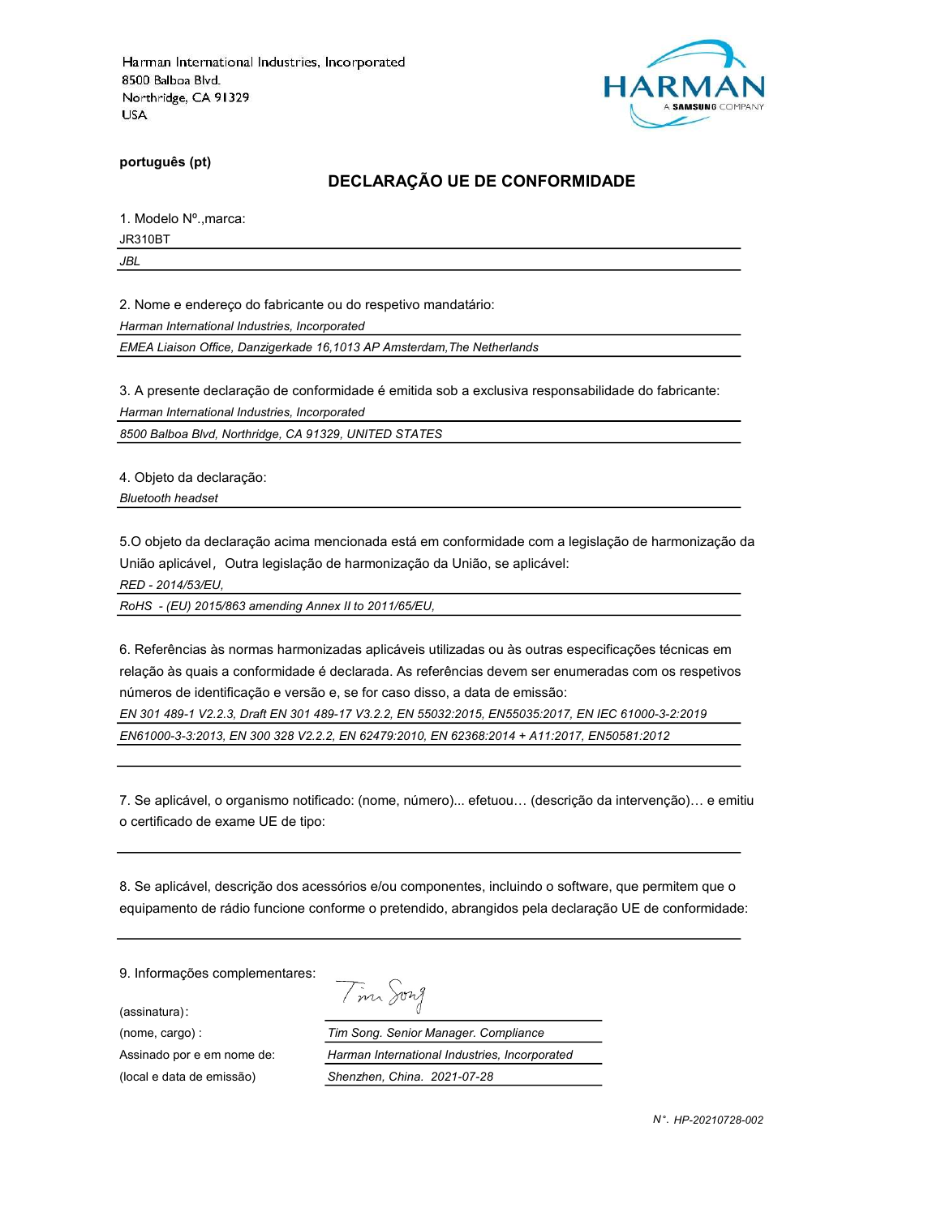Harman International Industries, Incorporated
8500 Balboa Blvd.
Northridge, CA 91329
USA

HARMAN
A SAMSUNG COMPANY

**português (pt)**

## DECLARAÇÃO UE DE CONFORMIDADE

1. Modelo Nº.,marca:

JR310BT

*JBL*

2. Nome e endereço do fabricante ou do respetivo mandatário:

*Harman International Industries, Incorporated*

*EMEA Liaison Office, Danzigerkade 16,1013 AP Amsterdam,The Netherlands*

3. A presente declaração de conformidade é emitida sob a exclusiva responsabilidade do fabricante:

*Harman International Industries, Incorporated*

*8500 Balboa Blvd, Northridge, CA 91329, UNITED STATES*

4. Objeto da declaração:

*Bluetooth headset*

5.O objeto da declaração acima mencionada está em conformidade com a legislação de harmonização da União aplicável，Outra legislação de harmonização da União, se aplicável:

*RED - 2014/53/EU,*

*RoHS - (EU) 2015/863 amending Annex II to 2011/65/EU,*

6. Referências às normas harmonizadas aplicáveis utilizadas ou às outras especificações técnicas em relação às quais a conformidade é declarada. As referências devem ser enumeradas com os respetivos números de identificação e versão e, se for caso disso, a data de emissão:

*EN 301 489-1 V2.2.3, Draft EN 301 489-17 V3.2.2, EN 55032:2015, EN55035:2017, EN IEC 61000-3-2:2019*

*EN61000-3-3:2013, EN 300 328 V2.2.2, EN 62479:2010, EN 62368:2014 + A11:2017, EN50581:2012*

7. Se aplicável, o organismo notificado: (nome, número)... efetuou… (descrição da intervenção)… e emitiu o certificado de exame UE de tipo:

8. Se aplicável, descrição dos acessórios e/ou componentes, incluindo o software, que permitem que o equipamento de rádio funcione conforme o pretendido, abrangidos pela declaração UE de conformidade:

9. Informações complementares:

(assinatura): Tim Song

(nome, cargo) : *Tim Song. Senior Manager. Compliance*

Assinado por e em nome de: *Harman International Industries, Incorporated*

(local e data de emissão) *Shenzhen, China. 2021-07-28*

*N°. HP-20210728-002*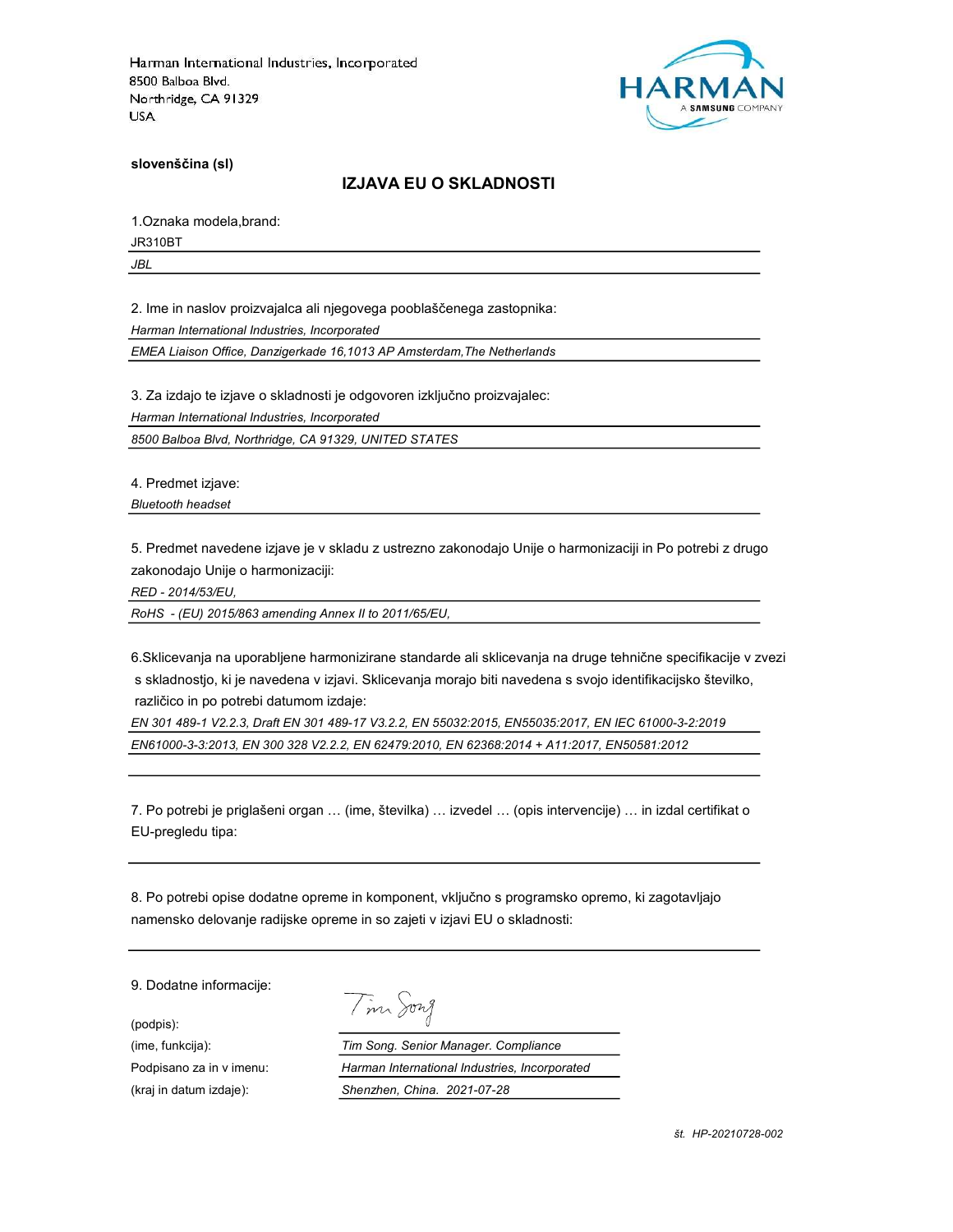Harman International Industries, Incorporated
8500 Balboa Blvd.
Northridge, CA 91329
USA

**slovenščina (sl)**

## IZJAVA EU O SKLADNOSTI

1.Oznaka modela,brand:

JR310BT

*JBL*

2. Ime in naslov proizvajalca ali njegovega pooblaščenega zastopnika:

*Harman International Industries, Incorporated*

*EMEA Liaison Office, Danzigerkade 16,1013 AP Amsterdam,The Netherlands*

3. Za izdajo te izjave o skladnosti je odgovoren izključno proizvajalec:

*Harman International Industries, Incorporated*

*8500 Balboa Blvd, Northridge, CA 91329, UNITED STATES*

4. Predmet izjave:

*Bluetooth headset*

5. Predmet navedene izjave je v skladu z ustrezno zakonodajo Unije o harmonizaciji in Po potrebi z drugo zakonodajo Unije o harmonizaciji:

*RED - 2014/53/EU,*

*RoHS - (EU) 2015/863 amending Annex II to 2011/65/EU,*

6.Sklicevanja na uporabljene harmonizirane standarde ali sklicevanja na druge tehnične specifikacije v zvezi s skladnostjo, ki je navedena v izjavi. Sklicevanja morajo biti navedena s svojo identifikacijsko številko, različico in po potrebi datumom izdaje:

*EN 301 489-1 V2.2.3, Draft EN 301 489-17 V3.2.2, EN 55032:2015, EN55035:2017, EN IEC 61000-3-2:2019*

*EN61000-3-3:2013, EN 300 328 V2.2.2, EN 62479:2010, EN 62368:2014 + A11:2017, EN50581:2012*

7. Po potrebi je priglašeni organ … (ime, številka) … izvedel … (opis intervencije) … in izdal certifikat o EU-pregledu tipa:

8. Po potrebi opise dodatne opreme in komponent, vključno s programsko opremo, ki zagotavljajo namensko delovanje radijske opreme in so zajeti v izjavi EU o skladnosti:

9. Dodatne informacije:

| | |
|---|---|
| (podpis): | Tim Song |
| (ime, funkcija): | *Tim Song. Senior Manager. Compliance* |
| Podpisano za in v imenu: | *Harman International Industries, Incorporated* |
| (kraj in datum izdaje): | *Shenzhen, China. 2021-07-28* |

*št. HP-20210728-002*